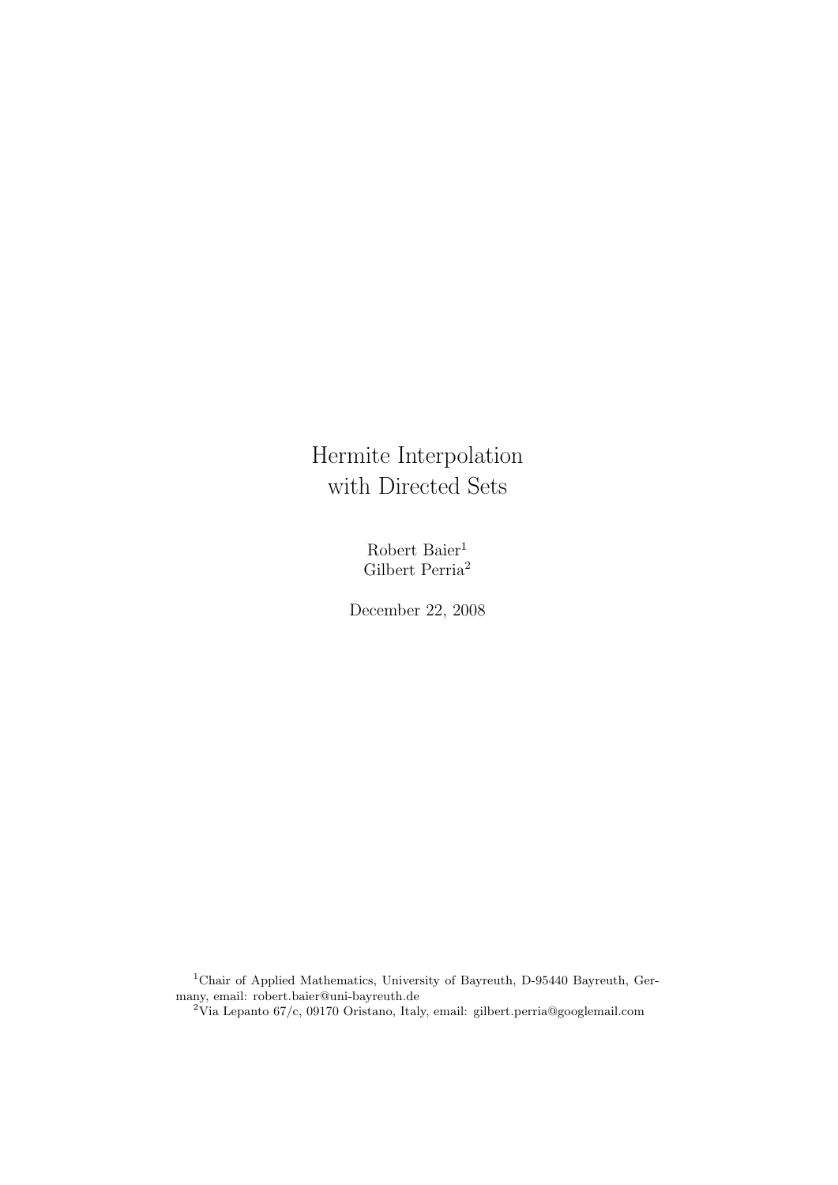# Hermite Interpolation with Directed Sets

Robert Baier[1]
Gilbert Perria[2]

December 22, 2008

[1]Chair of Applied Mathematics, University of Bayreuth, D-95440 Bayreuth, Germany, email: robert.baier@uni-bayreuth.de

[2]Via Lepanto 67/c, 09170 Oristano, Italy, email: gilbert.perria@googlemail.com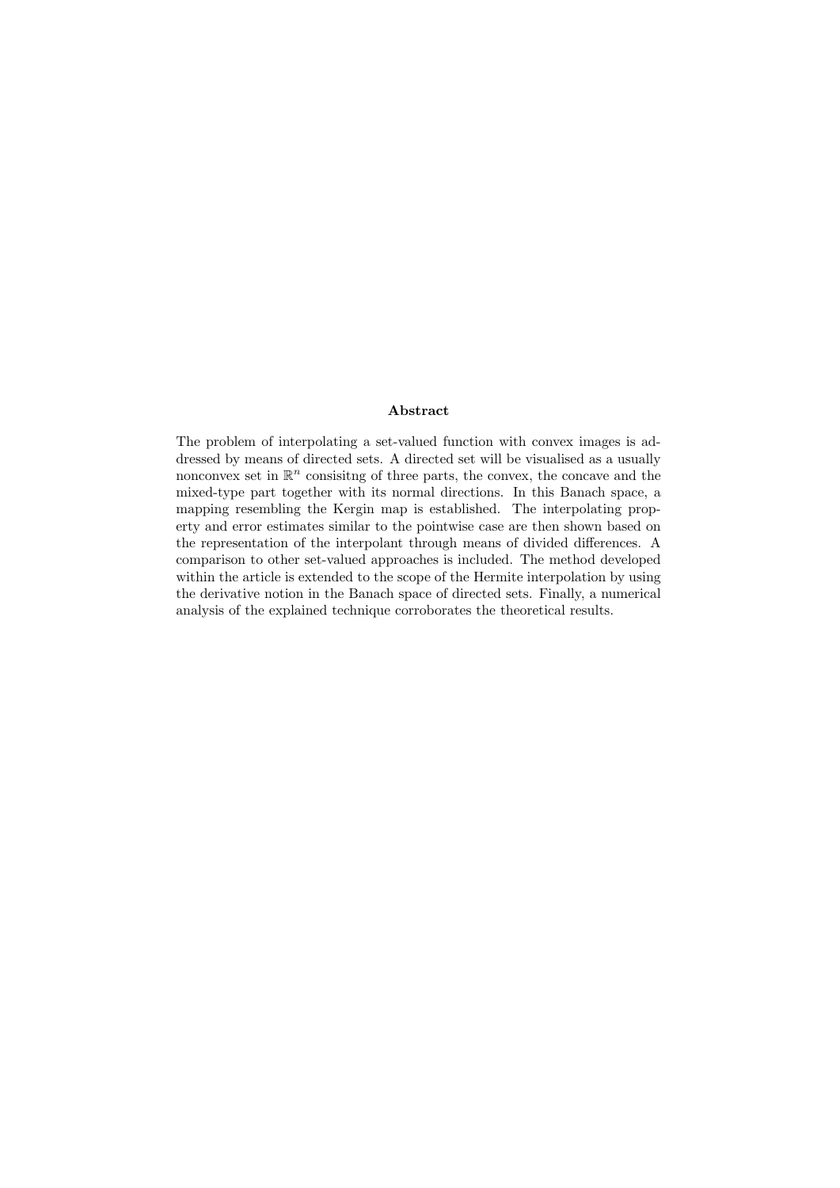**Abstract**

The problem of interpolating a set-valued function with convex images is addressed by means of directed sets. A directed set will be visualised as a usually nonconvex set in $\mathbb{R}^n$ consisitng of three parts, the convex, the concave and the mixed-type part together with its normal directions. In this Banach space, a mapping resembling the Kergin map is established. The interpolating property and error estimates similar to the pointwise case are then shown based on the representation of the interpolant through means of divided differences. A comparison to other set-valued approaches is included. The method developed within the article is extended to the scope of the Hermite interpolation by using the derivative notion in the Banach space of directed sets. Finally, a numerical analysis of the explained technique corroborates the theoretical results.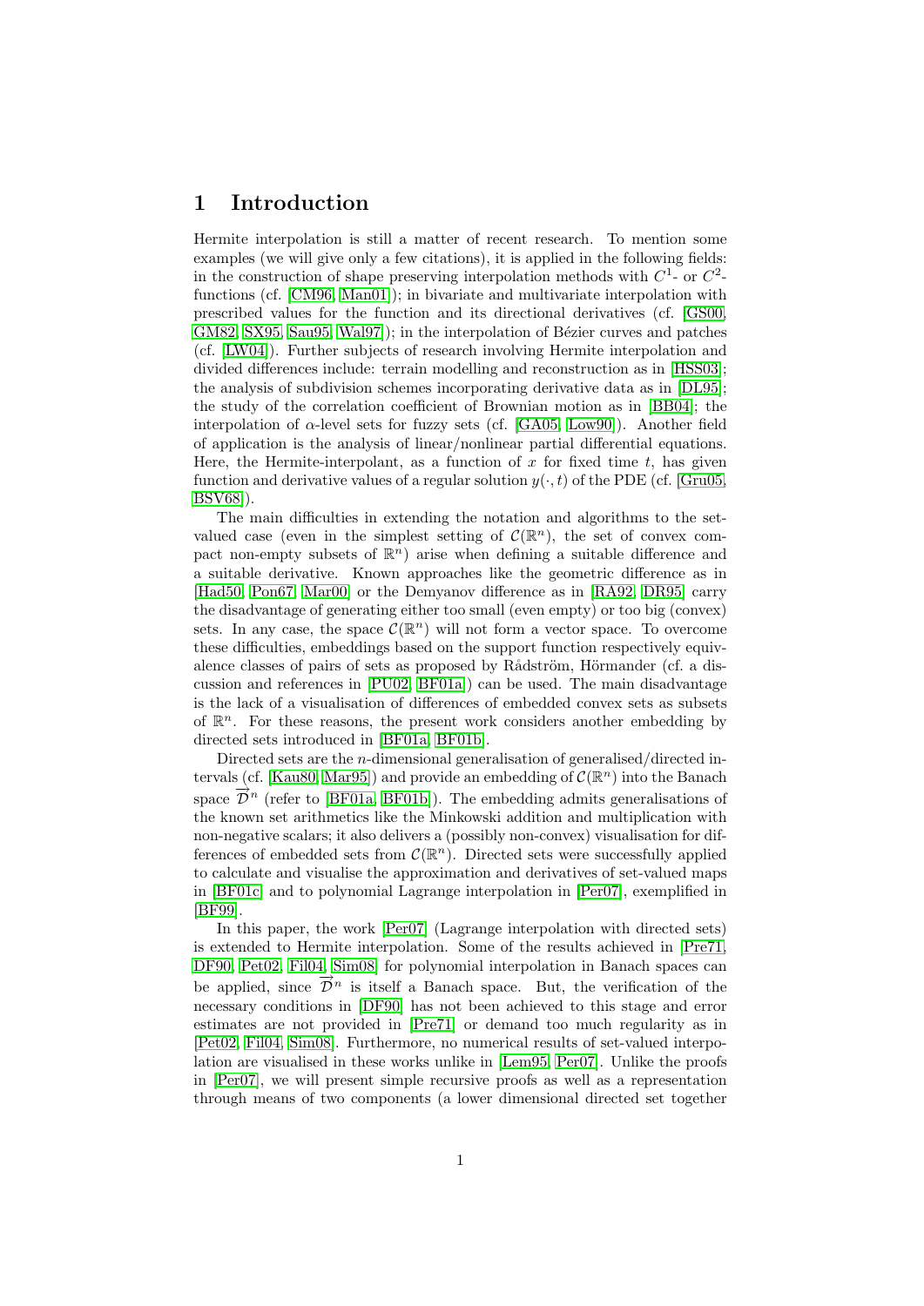# 1 Introduction

Hermite interpolation is still a matter of recent research. To mention some examples (we will give only a few citations), it is applied in the following fields: in the construction of shape preserving interpolation methods with $C^1$- or $C^2$-functions (cf. [CM96, Man01]); in bivariate and multivariate interpolation with prescribed values for the function and its directional derivatives (cf. [GS00, GM82, SX95, Sau95, Wal97]); in the interpolation of Bézier curves and patches (cf. [LW04]). Further subjects of research involving Hermite interpolation and divided differences include: terrain modelling and reconstruction as in [HSS03]; the analysis of subdivision schemes incorporating derivative data as in [DL95]; the study of the correlation coefficient of Brownian motion as in [BB04]; the interpolation of $\alpha$-level sets for fuzzy sets (cf. [GA05, Low90]). Another field of application is the analysis of linear/nonlinear partial differential equations. Here, the Hermite-interpolant, as a function of $x$ for fixed time $t$, has given function and derivative values of a regular solution $y(\cdot, t)$ of the PDE (cf. [Gru05, BSV68]).

The main difficulties in extending the notation and algorithms to the set-valued case (even in the simplest setting of $\mathcal{C}(\mathbb{R}^n)$, the set of convex compact non-empty subsets of $\mathbb{R}^n$) arise when defining a suitable difference and a suitable derivative. Known approaches like the geometric difference as in [Had50, Pon67, Mar00] or the Demyanov difference as in [RA92, DR95] carry the disadvantage of generating either too small (even empty) or too big (convex) sets. In any case, the space $\mathcal{C}(\mathbb{R}^n)$ will not form a vector space. To overcome these difficulties, embeddings based on the support function respectively equivalence classes of pairs of sets as proposed by Rådström, Hörmander (cf. a discussion and references in [PU02, BF01a]) can be used. The main disadvantage is the lack of a visualisation of differences of embedded convex sets as subsets of $\mathbb{R}^n$. For these reasons, the present work considers another embedding by directed sets introduced in [BF01a, BF01b].

Directed sets are the $n$-dimensional generalisation of generalised/directed intervals (cf. [Kau80, Mar95]) and provide an embedding of $\mathcal{C}(\mathbb{R}^n)$ into the Banach space $\overrightarrow{\mathcal{D}}^n$ (refer to [BF01a, BF01b]). The embedding admits generalisations of the known set arithmetics like the Minkowski addition and multiplication with non-negative scalars; it also delivers a (possibly non-convex) visualisation for differences of embedded sets from $\mathcal{C}(\mathbb{R}^n)$. Directed sets were successfully applied to calculate and visualise the approximation and derivatives of set-valued maps in [BF01c] and to polynomial Lagrange interpolation in [Per07], exemplified in [BF99].

In this paper, the work [Per07] (Lagrange interpolation with directed sets) is extended to Hermite interpolation. Some of the results achieved in [Pre71, DF90, Pet02, Fil04, Sim08] for polynomial interpolation in Banach spaces can be applied, since $\overrightarrow{\mathcal{D}}^n$ is itself a Banach space. But, the verification of the necessary conditions in [DF90] has not been achieved to this stage and error estimates are not provided in [Pre71] or demand too much regularity as in [Pet02, Fil04, Sim08]. Furthermore, no numerical results of set-valued interpolation are visualised in these works unlike in [Lem95, Per07]. Unlike the proofs in [Per07], we will present simple recursive proofs as well as a representation through means of two components (a lower dimensional directed set together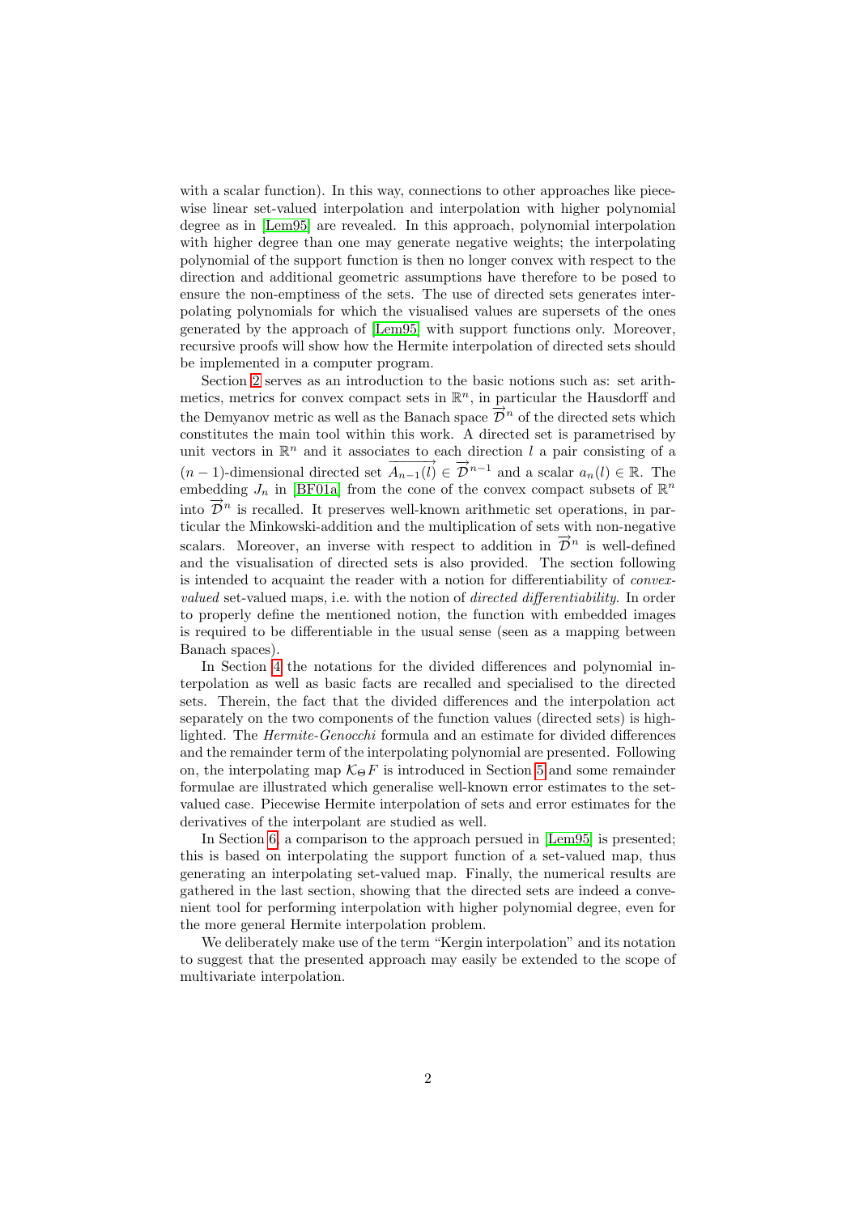with a scalar function). In this way, connections to other approaches like piecewise linear set-valued interpolation and interpolation with higher polynomial degree as in [Lem95] are revealed. In this approach, polynomial interpolation with higher degree than one may generate negative weights; the interpolating polynomial of the support function is then no longer convex with respect to the direction and additional geometric assumptions have therefore to be posed to ensure the non-emptiness of the sets. The use of directed sets generates interpolating polynomials for which the visualised values are supersets of the ones generated by the approach of [Lem95] with support functions only. Moreover, recursive proofs will show how the Hermite interpolation of directed sets should be implemented in a computer program.

Section 2 serves as an introduction to the basic notions such as: set arithmetics, metrics for convex compact sets in $\mathbb{R}^n$, in particular the Hausdorff and the Demyanov metric as well as the Banach space $\overrightarrow{\mathcal{D}}^n$ of the directed sets which constitutes the main tool within this work. A directed set is parametrised by unit vectors in $\mathbb{R}^n$ and it associates to each direction $l$ a pair consisting of a $(n-1)$-dimensional directed set $\overrightarrow{A_{n-1}(l)} \in \overrightarrow{\mathcal{D}}^{n-1}$ and a scalar $a_n(l) \in \mathbb{R}$. The embedding $J_n$ in [BF01a] from the cone of the convex compact subsets of $\mathbb{R}^n$ into $\overrightarrow{\mathcal{D}}^n$ is recalled. It preserves well-known arithmetic set operations, in particular the Minkowski-addition and the multiplication of sets with non-negative scalars. Moreover, an inverse with respect to addition in $\overrightarrow{\mathcal{D}}^n$ is well-defined and the visualisation of directed sets is also provided. The section following is intended to acquaint the reader with a notion for differentiability of *convex-valued* set-valued maps, i.e. with the notion of *directed differentiability*. In order to properly define the mentioned notion, the function with embedded images is required to be differentiable in the usual sense (seen as a mapping between Banach spaces).

In Section 4 the notations for the divided differences and polynomial interpolation as well as basic facts are recalled and specialised to the directed sets. Therein, the fact that the divided differences and the interpolation act separately on the two components of the function values (directed sets) is highlighted. The *Hermite-Genocchi* formula and an estimate for divided differences and the remainder term of the interpolating polynomial are presented. Following on, the interpolating map $\mathcal{K}_\Theta F$ is introduced in Section 5 and some remainder formulae are illustrated which generalise well-known error estimates to the set-valued case. Piecewise Hermite interpolation of sets and error estimates for the derivatives of the interpolant are studied as well.

In Section 6, a comparison to the approach persued in [Lem95] is presented; this is based on interpolating the support function of a set-valued map, thus generating an interpolating set-valued map. Finally, the numerical results are gathered in the last section, showing that the directed sets are indeed a convenient tool for performing interpolation with higher polynomial degree, even for the more general Hermite interpolation problem.

We deliberately make use of the term “Kergin interpolation” and its notation to suggest that the presented approach may easily be extended to the scope of multivariate interpolation.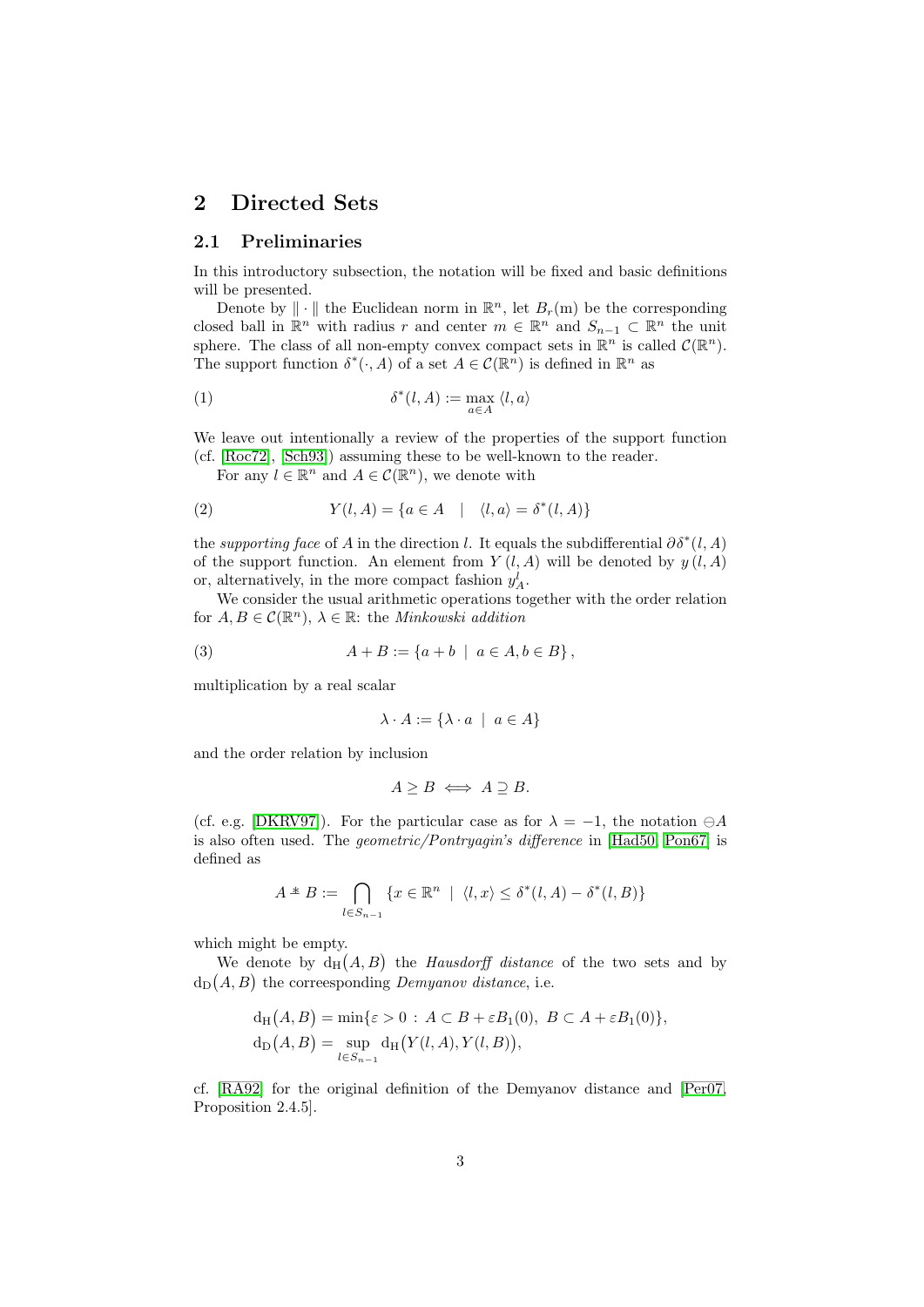## 2 Directed Sets

### 2.1 Preliminaries

In this introductory subsection, the notation will be fixed and basic definitions will be presented.

Denote by $\| \cdot \|$ the Euclidean norm in $\mathbb{R}^n$, let $B_r(\mathrm{m})$ be the corresponding closed ball in $\mathbb{R}^n$ with radius $r$ and center $m \in \mathbb{R}^n$ and $S_{n-1} \subset \mathbb{R}^n$ the unit sphere. The class of all non-empty convex compact sets in $\mathbb{R}^n$ is called $\mathcal{C}(\mathbb{R}^n)$. The support function $\delta^*(\cdot, A)$ of a set $A \in \mathcal{C}(\mathbb{R}^n)$ is defined in $\mathbb{R}^n$ as

$$\delta^*(l, A) := \max_{a \in A} \langle l, a \rangle \tag{1}$$

We leave out intentionally a review of the properties of the support function (cf. [Roc72], [Sch93]) assuming these to be well-known to the reader.

For any $l \in \mathbb{R}^n$ and $A \in \mathcal{C}(\mathbb{R}^n)$, we denote with

$$Y(l, A) = \{a \in A \quad | \quad \langle l, a \rangle = \delta^*(l, A)\} \tag{2}$$

the *supporting face* of $A$ in the direction $l$. It equals the subdifferential $\partial \delta^*(l, A)$ of the support function. An element from $Y(l, A)$ will be denoted by $y(l, A)$ or, alternatively, in the more compact fashion $y_A^l$.

We consider the usual arithmetic operations together with the order relation for $A, B \in \mathcal{C}(\mathbb{R}^n)$, $\lambda \in \mathbb{R}$: the *Minkowski addition*

$$A + B := \{a + b \ | \ a \in A, b \in B\}, \tag{3}$$

multiplication by a real scalar

$$\lambda \cdot A := \{\lambda \cdot a \ | \ a \in A\}$$

and the order relation by inclusion

$$A \geq B \iff A \supseteq B.$$

(cf. e.g. [DKRV97]). For the particular case as for $\lambda = -1$, the notation $\ominus A$ is also often used. The *geometric/Pontryagin's difference* in [Had50, Pon67] is defined as

$$A \stackrel{*}{-} B := \bigcap_{l \in S_{n-1}} \{x \in \mathbb{R}^n \ | \ \langle l, x \rangle \leq \delta^*(l, A) - \delta^*(l, B)\}$$

which might be empty.

We denote by $\mathrm{d_H}(A, B)$ the *Hausdorff distance* of the two sets and by $\mathrm{d_D}(A, B)$ the correesponding *Demyanov distance*, i.e.

$$\begin{aligned}
\mathrm{d_H}(A, B) &= \min\{\varepsilon > 0 \ : \ A \subset B + \varepsilon B_1(0), \ B \subset A + \varepsilon B_1(0)\}, \\
\mathrm{d_D}(A, B) &= \sup_{l \in S_{n-1}} \mathrm{d_H}(Y(l, A), Y(l, B)),
\end{aligned}$$

cf. [RA92] for the original definition of the Demyanov distance and [Per07, Proposition 2.4.5].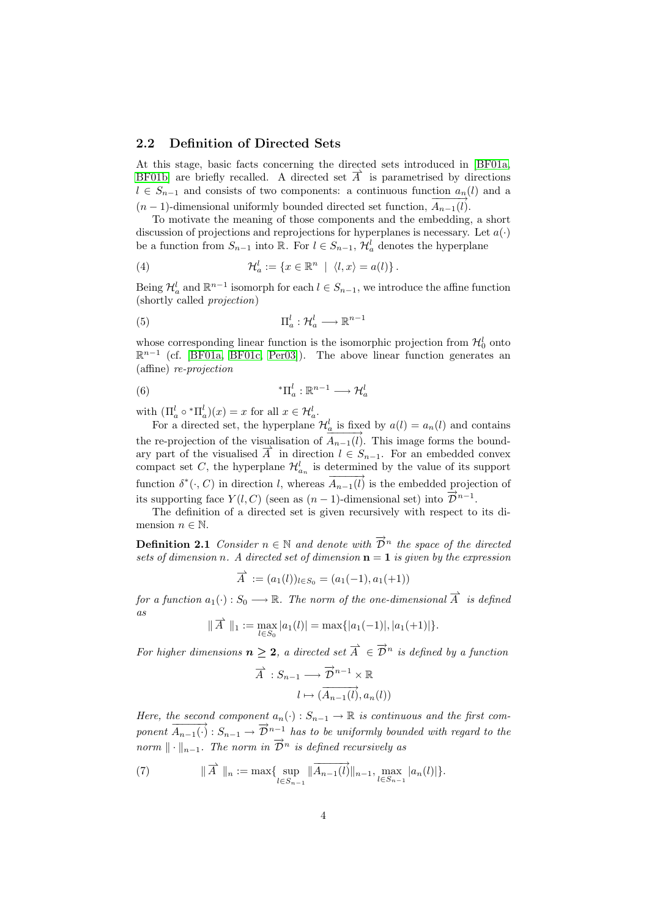## 2.2 Definition of Directed Sets

At this stage, basic facts concerning the directed sets introduced in [BF01a, BF01b] are briefly recalled. A directed set $\overrightarrow{A}$ is parametrised by directions $l \in S_{n-1}$ and consists of two components: a continuous function $a_n(l)$ and a $(n-1)$-dimensional uniformly bounded directed set function, $\overrightarrow{A_{n-1}(l)}$.

To motivate the meaning of those components and the embedding, a short discussion of projections and reprojections for hyperplanes is necessary. Let $a(\cdot)$ be a function from $S_{n-1}$ into $\mathbb{R}$. For $l \in S_{n-1}$, $\mathcal{H}_a^l$ denotes the hyperplane

$$\mathcal{H}_a^l := \{x \in \mathbb{R}^n \mid \langle l, x \rangle = a(l)\}. \tag{4}$$

Being $\mathcal{H}_a^l$ and $\mathbb{R}^{n-1}$ isomorph for each $l \in S_{n-1}$, we introduce the affine function (shortly called *projection*)

$$\Pi_a^l : \mathcal{H}_a^l \longrightarrow \mathbb{R}^{n-1} \tag{5}$$

whose corresponding linear function is the isomorphic projection from $\mathcal{H}_0^l$ onto $\mathbb{R}^{n-1}$ (cf. [BF01a, BF01c, Per03]). The above linear function generates an (affine) *re-projection*

$$^*\Pi_a^l : \mathbb{R}^{n-1} \longrightarrow \mathcal{H}_a^l \tag{6}$$

with $(\Pi_a^l \circ {}^*\Pi_a^l)(x) = x$ for all $x \in \mathcal{H}_a^l$.

For a directed set, the hyperplane $\mathcal{H}_a^l$ is fixed by $a(l) = a_n(l)$ and contains the re-projection of the visualisation of $\overrightarrow{A_{n-1}(l)}$. This image forms the boundary part of the visualised $\overrightarrow{A}$ in direction $l \in S_{n-1}$. For an embedded convex compact set $C$, the hyperplane $\mathcal{H}_{a_n}^l$ is determined by the value of its support function $\delta^*(\cdot, C)$ in direction $l$, whereas $\overrightarrow{A_{n-1}(l)}$ is the embedded projection of its supporting face $Y(l, C)$ (seen as $(n-1)$-dimensional set) into $\overrightarrow{\mathcal{D}}^{n-1}$.

The definition of a directed set is given recursively with respect to its dimension $n \in \mathbb{N}$.

**Definition 2.1** *Consider $n \in \mathbb{N}$ and denote with $\overrightarrow{\mathcal{D}}^n$ the space of the directed sets of dimension $n$. A directed set of dimension $\mathbf{n} = \mathbf{1}$ is given by the expression*

$$\overrightarrow{A} := (a_1(l))_{l \in S_0} = (a_1(-1), a_1(+1))$$

*for a function $a_1(\cdot) : S_0 \longrightarrow \mathbb{R}$. The norm of the one-dimensional $\overrightarrow{A}$ is defined as*

$$\| \overrightarrow{A} \|_1 := \max_{l \in S_0} |a_1(l)| = \max\{|a_1(-1)|, |a_1(+1)|\}.$$

*For higher dimensions $\boldsymbol{n} \geq \mathbf{2}$, a directed set $\overrightarrow{A} \in \overrightarrow{\mathcal{D}}^n$ is defined by a function*

$$\overrightarrow{A} : S_{n-1} \longrightarrow \overrightarrow{\mathcal{D}}^{n-1} \times \mathbb{R}$$
$$l \mapsto (\overrightarrow{A_{n-1}(l)}, a_n(l))$$

*Here, the second component $a_n(\cdot) : S_{n-1} \to \mathbb{R}$ is continuous and the first component $\overrightarrow{A_{n-1}(\cdot)} : S_{n-1} \to \overrightarrow{\mathcal{D}}^{n-1}$ has to be uniformly bounded with regard to the norm $\| \cdot \|_{n-1}$. The norm in $\overrightarrow{\mathcal{D}}^n$ is defined recursively as*

$$\| \overrightarrow{A} \|_n := \max\{ \sup_{l \in S_{n-1}} \| \overrightarrow{A_{n-1}(l)} \|_{n-1}, \max_{l \in S_{n-1}} |a_n(l)| \}. \tag{7}$$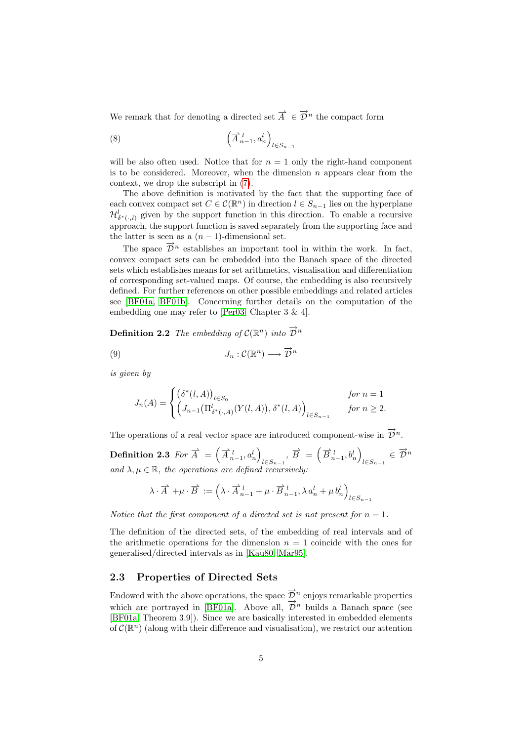We remark that for denoting a directed set $\overrightarrow{A} \in \overrightarrow{\mathcal{D}}^n$ the compact form

$$\left(\overrightarrow{A}_{n-1}^{\,l}, a_n^l\right)_{l \in S_{n-1}} \tag{8}$$

will be also often used. Notice that for $n = 1$ only the right-hand component is to be considered. Moreover, when the dimension $n$ appears clear from the context, we drop the subscript in (7).

The above definition is motivated by the fact that the supporting face of each convex compact set $C \in \mathcal{C}(\mathbb{R}^n)$ in direction $l \in S_{n-1}$ lies on the hyperplane $\mathcal{H}^l_{\delta^*(\cdot,l)}$ given by the support function in this direction. To enable a recursive approach, the support function is saved separately from the supporting face and the latter is seen as a $(n-1)$-dimensional set.

The space $\overrightarrow{\mathcal{D}}^n$ establishes an important tool in within the work. In fact, convex compact sets can be embedded into the Banach space of the directed sets which establishes means for set arithmetics, visualisation and differentiation of corresponding set-valued maps. Of course, the embedding is also recursively defined. For further references on other possible embeddings and related articles see [BF01a, BF01b]. Concerning further details on the computation of the embedding one may refer to [Per03, Chapter 3 & 4].

**Definition 2.2** *The embedding of $\mathcal{C}(\mathbb{R}^n)$ into $\overrightarrow{\mathcal{D}}^n$*

$$J_n : \mathcal{C}(\mathbb{R}^n) \longrightarrow \overrightarrow{\mathcal{D}}^n \tag{9}$$

*is given by*

$$J_n(A) = \begin{cases} \left(\delta^*(l, A)\right)_{l \in S_0} & \text{for } n = 1 \\ \left(J_{n-1}\big(\Pi^l_{\delta^*(\cdot,A)}(Y(l, A)), \delta^*(l, A)\right)_{l \in S_{n-1}} & \text{for } n \geq 2. \end{cases}$$

The operations of a real vector space are introduced component-wise in $\overrightarrow{\mathcal{D}}^n$.

**Definition 2.3** *For $\overrightarrow{A} = \left(\overrightarrow{A}_{n-1}^{\,l}, a_n^l\right)_{l \in S_{n-1}}$, $\overrightarrow{B} = \left(\overrightarrow{B}_{n-1}^{\,l}, b_n^l\right)_{l \in S_{n-1}} \in \overrightarrow{\mathcal{D}}^n$ and $\lambda, \mu \in \mathbb{R}$, the operations are defined recursively:*

$$\lambda \cdot \overrightarrow{A} + \mu \cdot \overrightarrow{B} := \left(\lambda \cdot \overrightarrow{A}_{n-1}^{\,l} + \mu \cdot \overrightarrow{B}_{n-1}^{\,l}, \lambda\, a_n^l + \mu\, b_n^l\right)_{l \in S_{n-1}}$$

*Notice that the first component of a directed set is not present for $n = 1$.*

The definition of the directed sets, of the embedding of real intervals and of the arithmetic operations for the dimension $n = 1$ coincide with the ones for generalised/directed intervals as in [Kau80, Mar95].

## 2.3 Properties of Directed Sets

Endowed with the above operations, the space $\overrightarrow{\mathcal{D}}^n$ enjoys remarkable properties which are portrayed in [BF01a]. Above all, $\overrightarrow{\mathcal{D}}^n$ builds a Banach space (see [BF01a, Theorem 3.9]). Since we are basically interested in embedded elements of $\mathcal{C}(\mathbb{R}^n)$ (along with their difference and visualisation), we restrict our attention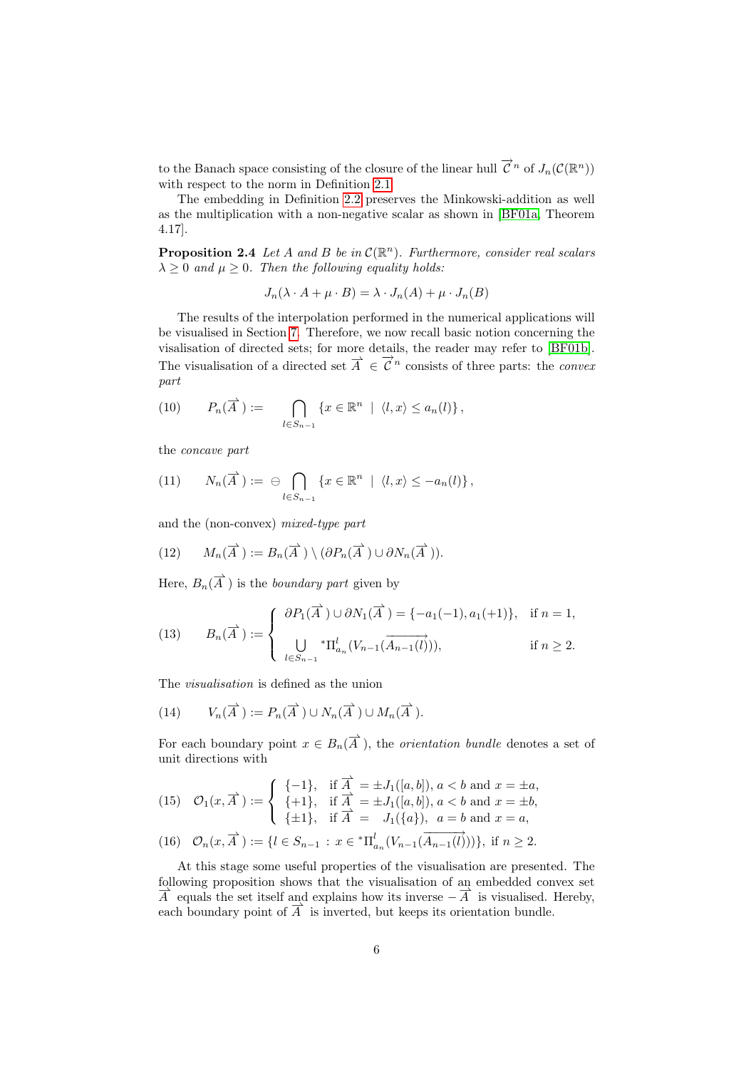to the Banach space consisting of the closure of the linear hull $\overrightarrow{\mathcal{C}}^n$ of $J_n(\mathcal{C}(\mathbb{R}^n))$ with respect to the norm in Definition 2.1.

The embedding in Definition 2.2 preserves the Minkowski-addition as well as the multiplication with a non-negative scalar as shown in [BF01a, Theorem 4.17].

**Proposition 2.4** *Let $A$ and $B$ be in $\mathcal{C}(\mathbb{R}^n)$. Furthermore, consider real scalars $\lambda \geq 0$ and $\mu \geq 0$. Then the following equality holds:*

$$J_n(\lambda \cdot A + \mu \cdot B) = \lambda \cdot J_n(A) + \mu \cdot J_n(B)$$

The results of the interpolation performed in the numerical applications will be visualised in Section 7. Therefore, we now recall basic notion concerning the visualisation of directed sets; for more details, the reader may refer to [BF01b]. The visualisation of a directed set $\overrightarrow{A} \in \overrightarrow{\mathcal{C}}^n$ consists of three parts: the *convex part*

$$P_n(\overrightarrow{A}) := \bigcap_{l \in S_{n-1}} \{x \in \mathbb{R}^n \mid \langle l, x \rangle \leq a_n(l)\}, \tag{10}$$

the *concave part*

$$N_n(\overrightarrow{A}) := \ominus \bigcap_{l \in S_{n-1}} \{x \in \mathbb{R}^n \mid \langle l, x \rangle \leq -a_n(l)\}, \tag{11}$$

and the (non-convex) *mixed-type part*

$$M_n(\overrightarrow{A}) := B_n(\overrightarrow{A}) \setminus (\partial P_n(\overrightarrow{A}) \cup \partial N_n(\overrightarrow{A})). \tag{12}$$

Here, $B_n(\overrightarrow{A})$ is the *boundary part* given by

$$B_n(\overrightarrow{A}) := \begin{cases} \partial P_1(\overrightarrow{A}) \cup \partial N_1(\overrightarrow{A}) = \{-a_1(-1), a_1(+1)\}, & \text{if } n = 1, \\ \bigcup\limits_{l \in S_{n-1}} {}^*\Pi^l_{a_n}(V_{n-1}(\overrightarrow{A_{n-1}(l)})), & \text{if } n \geq 2. \end{cases} \tag{13}$$

The *visualisation* is defined as the union

$$V_n(\overrightarrow{A}) := P_n(\overrightarrow{A}) \cup N_n(\overrightarrow{A}) \cup M_n(\overrightarrow{A}). \tag{14}$$

For each boundary point $x \in B_n(\overrightarrow{A})$, the *orientation bundle* denotes a set of unit directions with

$$\mathcal{O}_1(x, \overrightarrow{A}) := \begin{cases} \{-1\}, & \text{if } \overrightarrow{A} = \pm J_1([a,b]),\ a < b \text{ and } x = \pm a, \\ \{+1\}, & \text{if } \overrightarrow{A} = \pm J_1([a,b]),\ a < b \text{ and } x = \pm b, \\ \{\pm 1\}, & \text{if } \overrightarrow{A} = \quad J_1(\{a\}),\ \ a = b \text{ and } x = a, \end{cases} \tag{15}$$

$$\mathcal{O}_n(x, \overrightarrow{A}) := \{l \in S_{n-1} : x \in {}^*\Pi^l_{a_n}(V_{n-1}(\overrightarrow{A_{n-1}(l)}))\}, \text{ if } n \geq 2. \tag{16}$$

At this stage some useful properties of the visualisation are presented. The following proposition shows that the visualisation of an embedded convex set $\overrightarrow{A}$ equals the set itself and explains how its inverse $-\overrightarrow{A}$ is visualised. Hereby, each boundary point of $\overrightarrow{A}$ is inverted, but keeps its orientation bundle.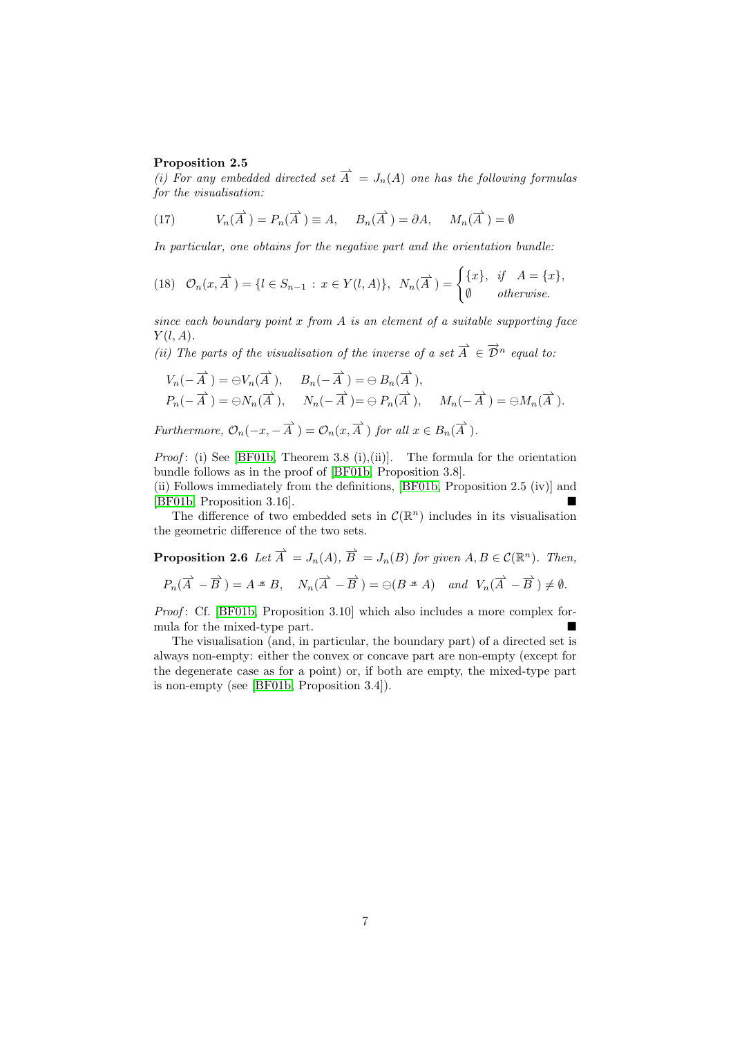**Proposition 2.5**

*(i) For any embedded directed set $\overrightarrow{A} = J_n(A)$ one has the following formulas for the visualisation:*

$$V_n(\overrightarrow{A}) = P_n(\overrightarrow{A}) \equiv A, \quad B_n(\overrightarrow{A}) = \partial A, \quad M_n(\overrightarrow{A}) = \emptyset \tag{17}$$

*In particular, one obtains for the negative part and the orientation bundle:*

$$\mathcal{O}_n(x, \overrightarrow{A}) = \{l \in S_{n-1} : x \in Y(l, A)\}, \quad N_n(\overrightarrow{A}) = \begin{cases} \{x\}, & \text{if } \; A = \{x\}, \\ \emptyset & \text{otherwise.} \end{cases} \tag{18}$$

*since each boundary point $x$ from $A$ is an element of a suitable supporting face $Y(l, A)$.*

*(ii) The parts of the visualisation of the inverse of a set $\overrightarrow{A} \in \overrightarrow{\mathcal{D}}^n$ equal to:*

$$V_n(-\overrightarrow{A}) = \ominus V_n(\overrightarrow{A}), \quad B_n(-\overrightarrow{A}) = \ominus B_n(\overrightarrow{A}),$$
$$P_n(-\overrightarrow{A}) = \ominus N_n(\overrightarrow{A}), \quad N_n(-\overrightarrow{A}) = \ominus P_n(\overrightarrow{A}), \quad M_n(-\overrightarrow{A}) = \ominus M_n(\overrightarrow{A}).$$

*Furthermore, $\mathcal{O}_n(-x, -\overrightarrow{A}) = \mathcal{O}_n(x, \overrightarrow{A})$ for all $x \in B_n(\overrightarrow{A})$.*

*Proof*: (i) See [BF01b, Theorem 3.8 (i),(ii)]. The formula for the orientation bundle follows as in the proof of [BF01b, Proposition 3.8].
(ii) Follows immediately from the definitions, [BF01b, Proposition 2.5 (iv)] and [BF01b, Proposition 3.16]. ■

The difference of two embedded sets in $\mathcal{C}(\mathbb{R}^n)$ includes in its visualisation the geometric difference of the two sets.

**Proposition 2.6** *Let $\overrightarrow{A} = J_n(A)$, $\overrightarrow{B} = J_n(B)$ for given $A, B \in \mathcal{C}(\mathbb{R}^n)$. Then,*

$$P_n(\overrightarrow{A} - \overrightarrow{B}) = A \stackrel{*}{-} B, \quad N_n(\overrightarrow{A} - \overrightarrow{B}) = \ominus(B \stackrel{*}{-} A) \quad \text{and} \quad V_n(\overrightarrow{A} - \overrightarrow{B}) \neq \emptyset.$$

*Proof*: Cf. [BF01b, Proposition 3.10] which also includes a more complex formula for the mixed-type part. ■

The visualisation (and, in particular, the boundary part) of a directed set is always non-empty: either the convex or concave part are non-empty (except for the degenerate case as for a point) or, if both are empty, the mixed-type part is non-empty (see [BF01b, Proposition 3.4]).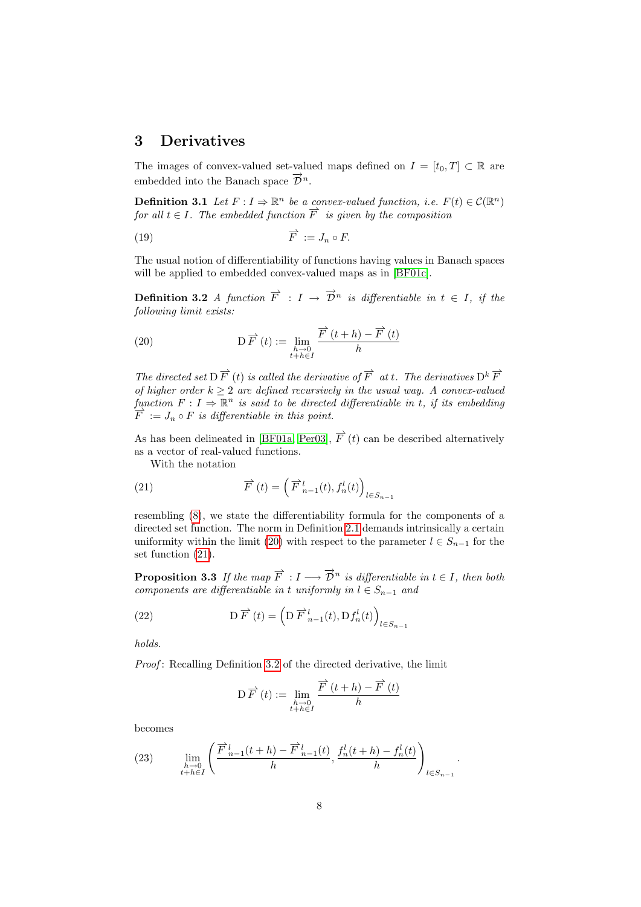## 3 Derivatives

The images of convex-valued set-valued maps defined on $I = [t_0, T] \subset \mathbb{R}$ are embedded into the Banach space $\overrightarrow{\mathcal{D}}^n$.

**Definition 3.1** *Let $F : I \Rightarrow \mathbb{R}^n$ be a convex-valued function, i.e. $F(t) \in \mathcal{C}(\mathbb{R}^n)$ for all $t \in I$. The embedded function $\overrightarrow{F}$ is given by the composition*

$$\overrightarrow{F} := J_n \circ F. \tag{19}$$

The usual notion of differentiability of functions having values in Banach spaces will be applied to embedded convex-valued maps as in [BF01c].

**Definition 3.2** *A function $\overrightarrow{F} : I \to \overrightarrow{\mathcal{D}}^n$ is differentiable in $t \in I$, if the following limit exists:*

$$\mathrm{D}\overrightarrow{F}(t) := \lim_{\substack{h \to 0 \\ t+h \in I}} \frac{\overrightarrow{F}(t+h) - \overrightarrow{F}(t)}{h} \tag{20}$$

*The directed set $\mathrm{D}\overrightarrow{F}(t)$ is called the derivative of $\overrightarrow{F}$ at $t$. The derivatives $\mathrm{D}^k\overrightarrow{F}$ of higher order $k \geq 2$ are defined recursively in the usual way. A convex-valued function $F : I \Rightarrow \mathbb{R}^n$ is said to be directed differentiable in $t$, if its embedding $\overrightarrow{F} := J_n \circ F$ is differentiable in this point.*

As has been delineated in [BF01a, Per03], $\overrightarrow{F}(t)$ can be described alternatively as a vector of real-valued functions.

With the notation

$$\overrightarrow{F}(t) = \left(\overrightarrow{F}^{\,l}_{n-1}(t), f_n^l(t)\right)_{l \in S_{n-1}} \tag{21}$$

resembling (8), we state the differentiability formula for the components of a directed set function. The norm in Definition 2.1 demands intrinsically a certain uniformity within the limit (20) with respect to the parameter $l \in S_{n-1}$ for the set function (21).

**Proposition 3.3** *If the map $\overrightarrow{F} : I \longrightarrow \overrightarrow{\mathcal{D}}^n$ is differentiable in $t \in I$, then both components are differentiable in $t$ uniformly in $l \in S_{n-1}$ and*

$$\mathrm{D}\overrightarrow{F}(t) = \left(\mathrm{D}\overrightarrow{F}^{\,l}_{n-1}(t), \mathrm{D}f_n^l(t)\right)_{l \in S_{n-1}} \tag{22}$$

*holds.*

*Proof*: Recalling Definition 3.2 of the directed derivative, the limit

$$\mathrm{D}\overrightarrow{F}(t) := \lim_{\substack{h \to 0 \\ t+h \in I}} \frac{\overrightarrow{F}(t+h) - \overrightarrow{F}(t)}{h}$$

becomes

$$\lim_{\substack{h \to 0 \\ t+h \in I}} \left( \frac{\overrightarrow{F}^{\,l}_{n-1}(t+h) - \overrightarrow{F}^{\,l}_{n-1}(t)}{h}, \frac{f_n^l(t+h) - f_n^l(t)}{h} \right)_{l \in S_{n-1}}. \tag{23}$$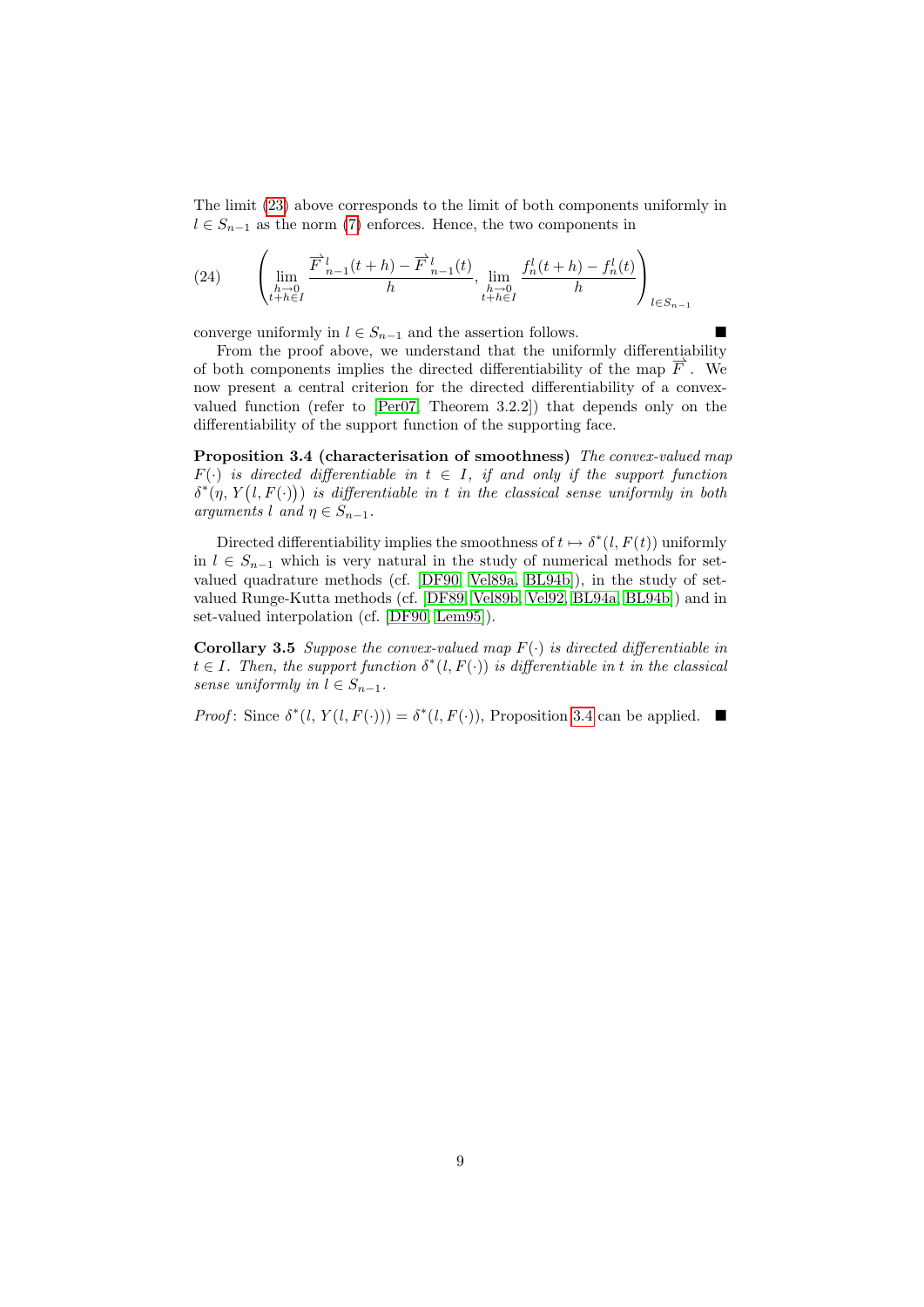The limit (23) above corresponds to the limit of both components uniformly in $l \in S_{n-1}$ as the norm (7) enforces. Hence, the two components in

$$
\left( \lim_{\substack{h \to 0 \\ t+h \in I}} \frac{\overrightarrow{F}^{\,l}_{n-1}(t+h) - \overrightarrow{F}^{\,l}_{n-1}(t)}{h}, \lim_{\substack{h \to 0 \\ t+h \in I}} \frac{f^l_n(t+h) - f^l_n(t)}{h} \right)_{l \in S_{n-1}} \tag{24}
$$

converge uniformly in $l \in S_{n-1}$ and the assertion follows. ■

From the proof above, we understand that the uniformly differentiability of both components implies the directed differentiability of the map $\overrightarrow{F}$. We now present a central criterion for the directed differentiability of a convex-valued function (refer to [Per07, Theorem 3.2.2]) that depends only on the differentiability of the support function of the supporting face.

**Proposition 3.4 (characterisation of smoothness)** *The convex-valued map $F(\cdot)$ is directed differentiable in $t \in I$, if and only if the support function $\delta^*(\eta, Y(l, F(\cdot)))$ is differentiable in $t$ in the classical sense uniformly in both arguments $l$ and $\eta \in S_{n-1}$.*

Directed differentiability implies the smoothness of $t \mapsto \delta^*(l, F(t))$ uniformly in $l \in S_{n-1}$ which is very natural in the study of numerical methods for set-valued quadrature methods (cf. [DF90, Vel89a, BL94b]), in the study of set-valued Runge-Kutta methods (cf. [DF89, Vel89b, Vel92, BL94a, BL94b]) and in set-valued interpolation (cf. [DF90, Lem95]).

**Corollary 3.5** *Suppose the convex-valued map $F(\cdot)$ is directed differentiable in $t \in I$. Then, the support function $\delta^*(l, F(\cdot))$ is differentiable in $t$ in the classical sense uniformly in $l \in S_{n-1}$.*

*Proof*: Since $\delta^*(l, Y(l, F(\cdot))) = \delta^*(l, F(\cdot))$, Proposition 3.4 can be applied. ■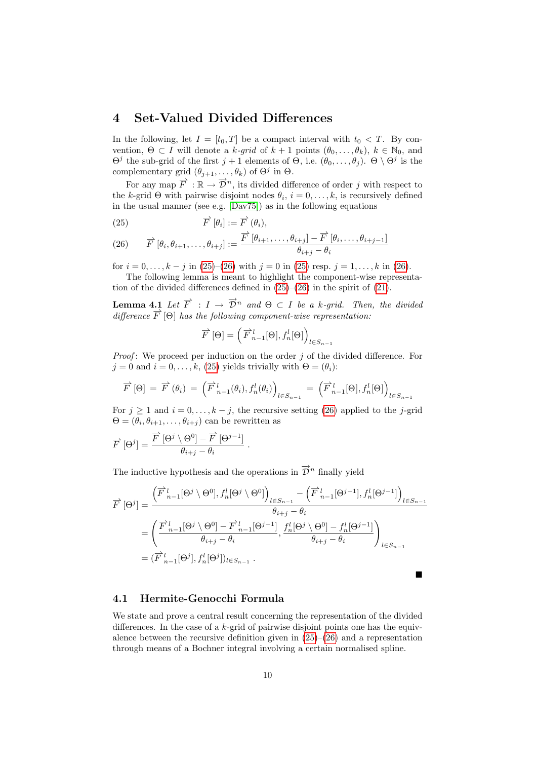# 4 Set-Valued Divided Differences

In the following, let $I = [t_0, T]$ be a compact interval with $t_0 < T$. By convention, $\Theta \subset I$ will denote a *k-grid* of $k+1$ points $(\theta_0, \ldots, \theta_k)$, $k \in \mathbb{N}_0$, and $\Theta^j$ the sub-grid of the first $j+1$ elements of $\Theta$, i.e. $(\theta_0, \ldots, \theta_j)$. $\Theta \setminus \Theta^j$ is the complementary grid $(\theta_{j+1}, \ldots, \theta_k)$ of $\Theta^j$ in $\Theta$.

For any map $\overrightarrow{F} : \mathbb{R} \to \overrightarrow{\mathcal{D}}^n$, its divided difference of order $j$ with respect to the $k$-grid $\Theta$ with pairwise disjoint nodes $\theta_i$, $i = 0, \ldots, k$, is recursively defined in the usual manner (see e.g. [Dav75]) as in the following equations

$$\overrightarrow{F}[\theta_i] := \overrightarrow{F}(\theta_i), \tag{25}$$

$$\overrightarrow{F}[\theta_i, \theta_{i+1}, \ldots, \theta_{i+j}] := \frac{\overrightarrow{F}[\theta_{i+1}, \ldots, \theta_{i+j}] - \overrightarrow{F}[\theta_i, \ldots, \theta_{i+j-1}]}{\theta_{i+j} - \theta_i} \tag{26}$$

for $i = 0, \ldots, k-j$ in (25)–(26) with $j = 0$ in (25) resp. $j = 1, \ldots, k$ in (26).

The following lemma is meant to highlight the component-wise representation of the divided differences defined in (25)–(26) in the spirit of (21).

**Lemma 4.1** *Let $\overrightarrow{F} : I \to \overrightarrow{\mathcal{D}}^n$ and $\Theta \subset I$ be a $k$-grid. Then, the divided difference $\overrightarrow{F}[\Theta]$ has the following component-wise representation:*

$$\overrightarrow{F}[\Theta] = \left( \overrightarrow{F}^{\,l}_{n-1}[\Theta], f^l_n[\Theta] \right)_{l \in S_{n-1}}$$

*Proof*: We proceed per induction on the order $j$ of the divided difference. For $j = 0$ and $i = 0, \ldots, k$, (25) yields trivially with $\Theta = (\theta_i)$:

$$\overrightarrow{F}[\Theta] = \overrightarrow{F}(\theta_i) = \left( \overrightarrow{F}^{\,l}_{n-1}(\theta_i), f^l_n(\theta_i) \right)_{l \in S_{n-1}} = \left( \overrightarrow{F}^{\,l}_{n-1}[\Theta], f^l_n[\Theta] \right)_{l \in S_{n-1}}$$

For $j \geq 1$ and $i = 0, \ldots, k-j$, the recursive setting (26) applied to the $j$-grid $\Theta = (\theta_i, \theta_{i+1}, \ldots, \theta_{i+j})$ can be rewritten as

$$\overrightarrow{F}[\Theta^j] = \frac{\overrightarrow{F}[\Theta^j \setminus \Theta^0] - \overrightarrow{F}[\Theta^{j-1}]}{\theta_{i+j} - \theta_i}.$$

The inductive hypothesis and the operations in $\overrightarrow{\mathcal{D}}^n$ finally yield

$$\begin{aligned}
\overrightarrow{F}[\Theta^j] &= \frac{\left( \overrightarrow{F}^{\,l}_{n-1}[\Theta^j \setminus \Theta^0], f^l_n[\Theta^j \setminus \Theta^0] \right)_{l \in S_{n-1}} - \left( \overrightarrow{F}^{\,l}_{n-1}[\Theta^{j-1}], f^l_n[\Theta^{j-1}] \right)_{l \in S_{n-1}}}{\theta_{i+j} - \theta_i} \\
&= \left( \frac{\overrightarrow{F}^{\,l}_{n-1}[\Theta^j \setminus \Theta^0] - \overrightarrow{F}^{\,l}_{n-1}[\Theta^{j-1}]}{\theta_{i+j} - \theta_i}, \frac{f^l_n[\Theta^j \setminus \Theta^0] - f^l_n[\Theta^{j-1}]}{\theta_{i+j} - \theta_i} \right)_{l \in S_{n-1}} \\
&= (\overrightarrow{F}^{\,l}_{n-1}[\Theta^j], f^l_n[\Theta^j])_{l \in S_{n-1}}.
\end{aligned}$$

■

## 4.1 Hermite-Genocchi Formula

We state and prove a central result concerning the representation of the divided differences. In the case of a $k$-grid of pairwise disjoint points one has the equivalence between the recursive definition given in (25)–(26) and a representation through means of a Bochner integral involving a certain normalised spline.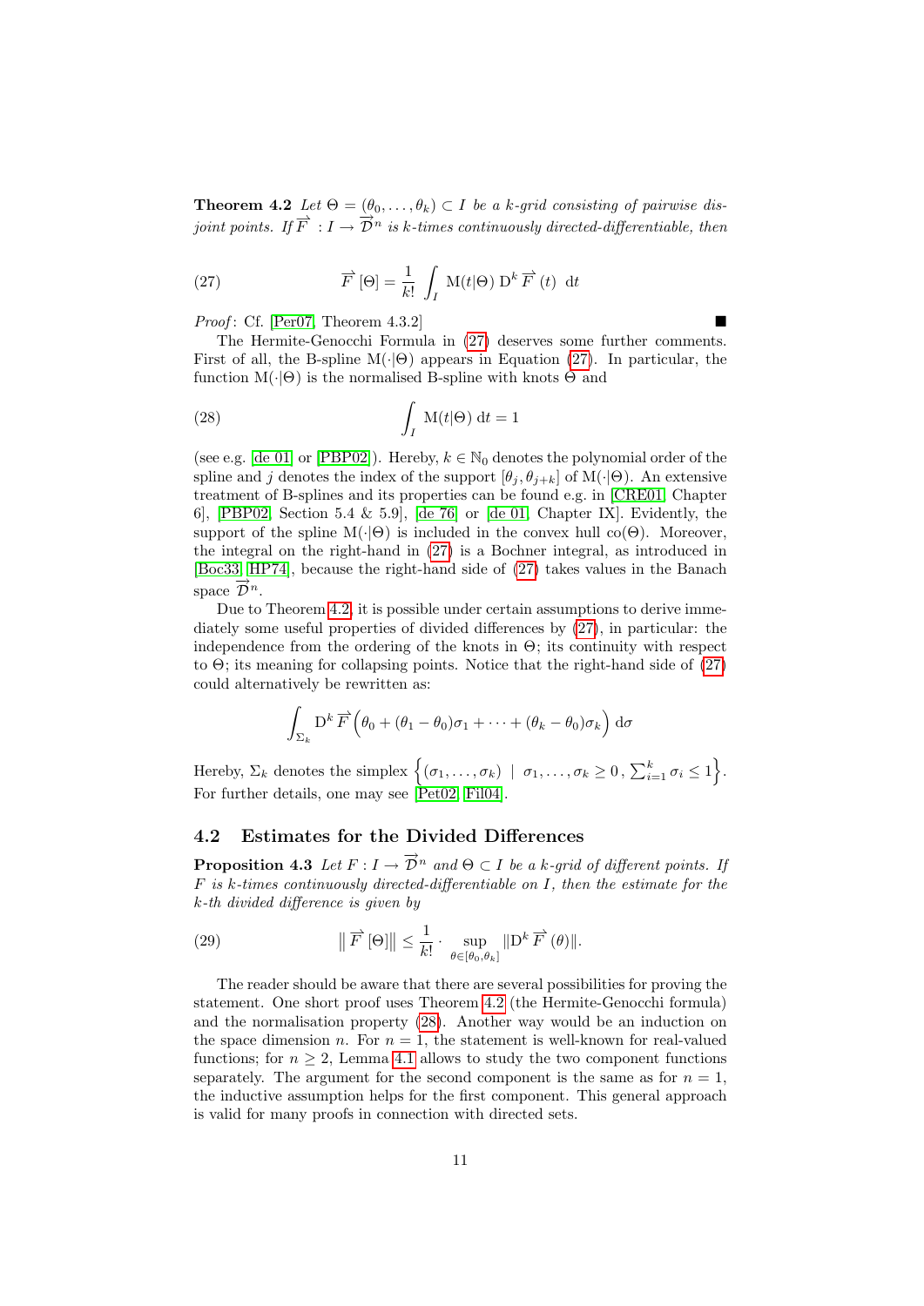**Theorem 4.2** *Let $\Theta = (\theta_0, \ldots, \theta_k) \subset I$ be a $k$-grid consisting of pairwise disjoint points. If $\overrightarrow{F} : I \to \overrightarrow{\mathcal{D}}^n$ is $k$-times continuously directed-differentiable, then*

$$\overrightarrow{F}[\Theta] = \frac{1}{k!} \int_I \mathrm{M}(t|\Theta)\, \mathrm{D}^k \overrightarrow{F}(t)\ \mathrm{d}t \tag{27}$$

*Proof*: Cf. [Per07, Theorem 4.3.2] ■

The Hermite-Genocchi Formula in (27) deserves some further comments. First of all, the B-spline $\mathrm{M}(\cdot|\Theta)$ appears in Equation (27). In particular, the function $\mathrm{M}(\cdot|\Theta)$ is the normalised B-spline with knots $\Theta$ and

$$\int_I \mathrm{M}(t|\Theta)\ \mathrm{d}t = 1 \tag{28}$$

(see e.g. [de 01] or [PBP02]). Hereby, $k \in \mathbb{N}_0$ denotes the polynomial order of the spline and $j$ denotes the index of the support $[\theta_j, \theta_{j+k}]$ of $\mathrm{M}(\cdot|\Theta)$. An extensive treatment of B-splines and its properties can be found e.g. in [CRE01, Chapter 6], [PBP02, Section 5.4 & 5.9], [de 76] or [de 01, Chapter IX]. Evidently, the support of the spline $\mathrm{M}(\cdot|\Theta)$ is included in the convex hull $\mathrm{co}(\Theta)$. Moreover, the integral on the right-hand in (27) is a Bochner integral, as introduced in [Boc33, HP74], because the right-hand side of (27) takes values in the Banach space $\overrightarrow{\mathcal{D}}^n$.

Due to Theorem 4.2, it is possible under certain assumptions to derive immediately some useful properties of divided differences by (27), in particular: the independence from the ordering of the knots in $\Theta$; its continuity with respect to $\Theta$; its meaning for collapsing points. Notice that the right-hand side of (27) could alternatively be rewritten as:

$$\int_{\Sigma_k} \mathrm{D}^k \overrightarrow{F}\Big(\theta_0 + (\theta_1 - \theta_0)\sigma_1 + \cdots + (\theta_k - \theta_0)\sigma_k\Big)\ \mathrm{d}\sigma$$

Hereby, $\Sigma_k$ denotes the simplex $\Big\{(\sigma_1, \ldots, \sigma_k)\ \mid\ \sigma_1, \ldots, \sigma_k \geq 0\,,\ \sum_{i=1}^k \sigma_i \leq 1\Big\}$. For further details, one may see [Pet02, Fil04].

## 4.2 Estimates for the Divided Differences

**Proposition 4.3** *Let $F : I \to \overrightarrow{\mathcal{D}}^n$ and $\Theta \subset I$ be a $k$-grid of different points. If $F$ is $k$-times continuously directed-differentiable on $I$, then the estimate for the $k$-th divided difference is given by*

$$\big\| \overrightarrow{F}[\Theta] \big\| \leq \frac{1}{k!} \cdot \sup_{\theta \in [\theta_0, \theta_k]} \|\mathrm{D}^k \overrightarrow{F}(\theta)\|. \tag{29}$$

The reader should be aware that there are several possibilities for proving the statement. One short proof uses Theorem 4.2 (the Hermite-Genocchi formula) and the normalisation property (28). Another way would be an induction on the space dimension $n$. For $n = 1$, the statement is well-known for real-valued functions; for $n \geq 2$, Lemma 4.1 allows to study the two component functions separately. The argument for the second component is the same as for $n = 1$, the inductive assumption helps for the first component. This general approach is valid for many proofs in connection with directed sets.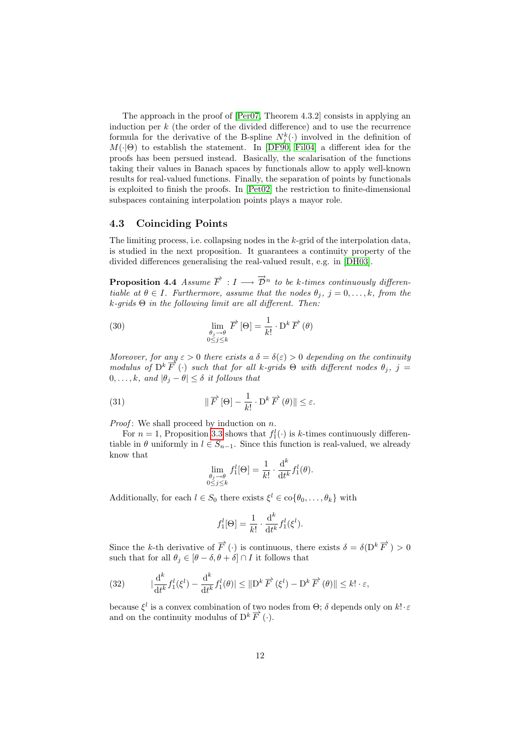The approach in the proof of [Per07, Theorem 4.3.2] consists in applying an induction per $k$ (the order of the divided difference) and to use the recurrence formula for the derivative of the B-spline $N_j^k(\cdot)$ involved in the definition of $M(\cdot|\Theta)$ to establish the statement. In [DF90, Fil04] a different idea for the proofs has been persued instead. Basically, the scalarisation of the functions taking their values in Banach spaces by functionals allow to apply well-known results for real-valued functions. Finally, the separation of points by functionals is exploited to finish the proofs. In [Pet02] the restriction to finite-dimensional subspaces containing interpolation points plays a mayor role.

### 4.3 Coinciding Points

The limiting process, i.e. collapsing nodes in the $k$-grid of the interpolation data, is studied in the next proposition. It guarantees a continuity property of the divided differences generalising the real-valued result, e.g. in [DH03].

**Proposition 4.4** *Assume $\overrightarrow{F} : I \longrightarrow \overrightarrow{\mathcal{D}}^n$ to be $k$-times continuously differentiable at $\theta \in I$. Furthermore, assume that the nodes $\theta_j$, $j = 0, \ldots, k$, from the $k$-grids $\Theta$ in the following limit are all different. Then:*

$$\lim_{\substack{\theta_j \to \theta \\ 0 \le j \le k}} \overrightarrow{F}[\Theta] = \frac{1}{k!} \cdot \mathrm{D}^k \overrightarrow{F}(\theta) \tag{30}$$

*Moreover, for any $\varepsilon > 0$ there exists a $\delta = \delta(\varepsilon) > 0$ depending on the continuity modulus of $\mathrm{D}^k \overrightarrow{F}(\cdot)$ such that for all $k$-grids $\Theta$ with different nodes $\theta_j$, $j = 0, \ldots, k$, and $|\theta_j - \theta| \le \delta$ it follows that*

$$\| \overrightarrow{F}[\Theta] - \frac{1}{k!} \cdot \mathrm{D}^k \overrightarrow{F}(\theta) \| \le \varepsilon. \tag{31}$$

*Proof*: We shall proceed by induction on $n$.

For $n = 1$, Proposition 3.3 shows that $f_1^l(\cdot)$ is $k$-times continuously differentiable in $\theta$ uniformly in $l \in S_{n-1}$. Since this function is real-valued, we already know that

$$\lim_{\substack{\theta_j \to \theta \\ 0 \le j \le k}} f_1^l[\Theta] = \frac{1}{k!} \cdot \frac{\mathrm{d}^k}{\mathrm{d}t^k} f_1^l(\theta).$$

Additionally, for each $l \in S_0$ there exists $\xi^l \in \mathrm{co}\{\theta_0, \ldots, \theta_k\}$ with

$$f_1^l[\Theta] = \frac{1}{k!} \cdot \frac{\mathrm{d}^k}{\mathrm{d}t^k} f_1^l(\xi^l).$$

Since the $k$-th derivative of $\overrightarrow{F}(\cdot)$ is continuous, there exists $\delta = \delta(\mathrm{D}^k \overrightarrow{F}) > 0$ such that for all $\theta_j \in [\theta - \delta, \theta + \delta] \cap I$ it follows that

$$|\frac{\mathrm{d}^k}{\mathrm{d}t^k} f_1^l(\xi^l) - \frac{\mathrm{d}^k}{\mathrm{d}t^k} f_1^l(\theta)| \le \|\mathrm{D}^k \overrightarrow{F}(\xi^l) - \mathrm{D}^k \overrightarrow{F}(\theta)\| \le k! \cdot \varepsilon, \tag{32}$$

because $\xi^l$ is a convex combination of two nodes from $\Theta$; $\delta$ depends only on $k! \cdot \varepsilon$ and on the continuity modulus of $\mathrm{D}^k \overrightarrow{F}(\cdot)$.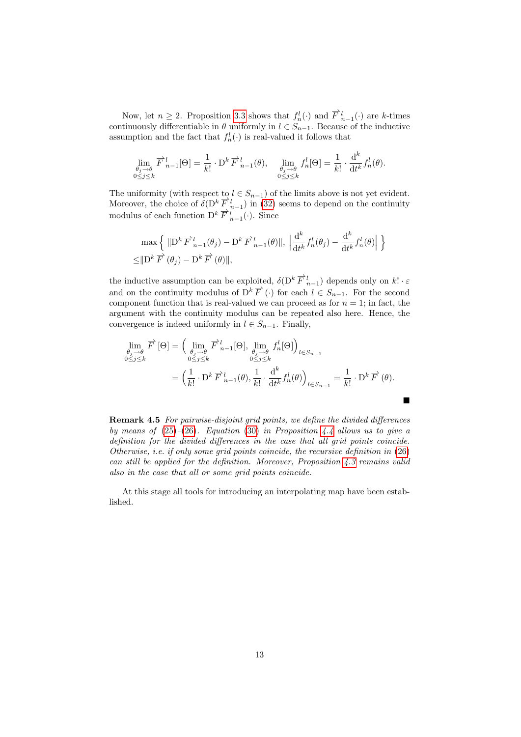Now, let $n \geq 2$. Proposition 3.3 shows that $f_n^l(\cdot)$ and $\overrightarrow{F}{}^l_{n-1}(\cdot)$ are $k$-times continuously differentiable in $\theta$ uniformly in $l \in S_{n-1}$. Because of the inductive assumption and the fact that $f_n^l(\cdot)$ is real-valued it follows that

$$\lim_{\substack{\theta_j \to \theta \\ 0 \leq j \leq k}} \overrightarrow{F}{}^l_{n-1}[\Theta] = \frac{1}{k!} \cdot \mathrm{D}^k \overrightarrow{F}{}^l_{n-1}(\theta), \qquad \lim_{\substack{\theta_j \to \theta \\ 0 \leq j \leq k}} f_n^l[\Theta] = \frac{1}{k!} \cdot \frac{\mathrm{d}^k}{\mathrm{d}t^k} f_n^l(\theta).$$

The uniformity (with respect to $l \in S_{n-1}$) of the limits above is not yet evident. Moreover, the choice of $\delta(\mathrm{D}^k \overrightarrow{F}{}^l_{n-1})$ in (32) seems to depend on the continuity modulus of each function $\mathrm{D}^k \overrightarrow{F}{}^l_{n-1}(\cdot)$. Since

$$\begin{aligned} &\max \Big\{ \, \|\mathrm{D}^k \overrightarrow{F}{}^l_{n-1}(\theta_j) - \mathrm{D}^k \overrightarrow{F}{}^l_{n-1}(\theta)\|, \, \Big| \frac{\mathrm{d}^k}{\mathrm{d}t^k} f_n^l(\theta_j) - \frac{\mathrm{d}^k}{\mathrm{d}t^k} f_n^l(\theta) \Big| \, \Big\} \\ \leq &\|\mathrm{D}^k \overrightarrow{F}(\theta_j) - \mathrm{D}^k \overrightarrow{F}(\theta)\|, \end{aligned}$$

the inductive assumption can be exploited, $\delta(\mathrm{D}^k \overrightarrow{F}{}^l_{n-1})$ depends only on $k! \cdot \varepsilon$ and on the continuity modulus of $\mathrm{D}^k \overrightarrow{F}(\cdot)$ for each $l \in S_{n-1}$. For the second component function that is real-valued we can proceed as for $n = 1$; in fact, the argument with the continuity modulus can be repeated also here. Hence, the convergence is indeed uniformly in $l \in S_{n-1}$. Finally,

$$\begin{aligned} \lim_{\substack{\theta_j \to \theta \\ 0 \leq j \leq k}} \overrightarrow{F}[\Theta] &= \Big( \lim_{\substack{\theta_j \to \theta \\ 0 \leq j \leq k}} \overrightarrow{F}{}^l_{n-1}[\Theta], \, \lim_{\substack{\theta_j \to \theta \\ 0 \leq j \leq k}} f_n^l[\Theta] \Big)_{l \in S_{n-1}} \\ &= \Big( \frac{1}{k!} \cdot \mathrm{D}^k \overrightarrow{F}{}^l_{n-1}(\theta), \frac{1}{k!} \cdot \frac{\mathrm{d}^k}{\mathrm{d}t^k} f_n^l(\theta) \Big)_{l \in S_{n-1}} = \frac{1}{k!} \cdot \mathrm{D}^k \overrightarrow{F}(\theta). \end{aligned}$$

■

**Remark 4.5** *For pairwise-disjoint grid points, we define the divided differences by means of* (25)–(26). *Equation* (30) *in Proposition 4.4 allows us to give a definition for the divided differences in the case that all grid points coincide. Otherwise, i.e. if only some grid points coincide, the recursive definition in* (26) *can still be applied for the definition. Moreover, Proposition 4.3 remains valid also in the case that all or some grid points coincide.*

At this stage all tools for introducing an interpolating map have been established.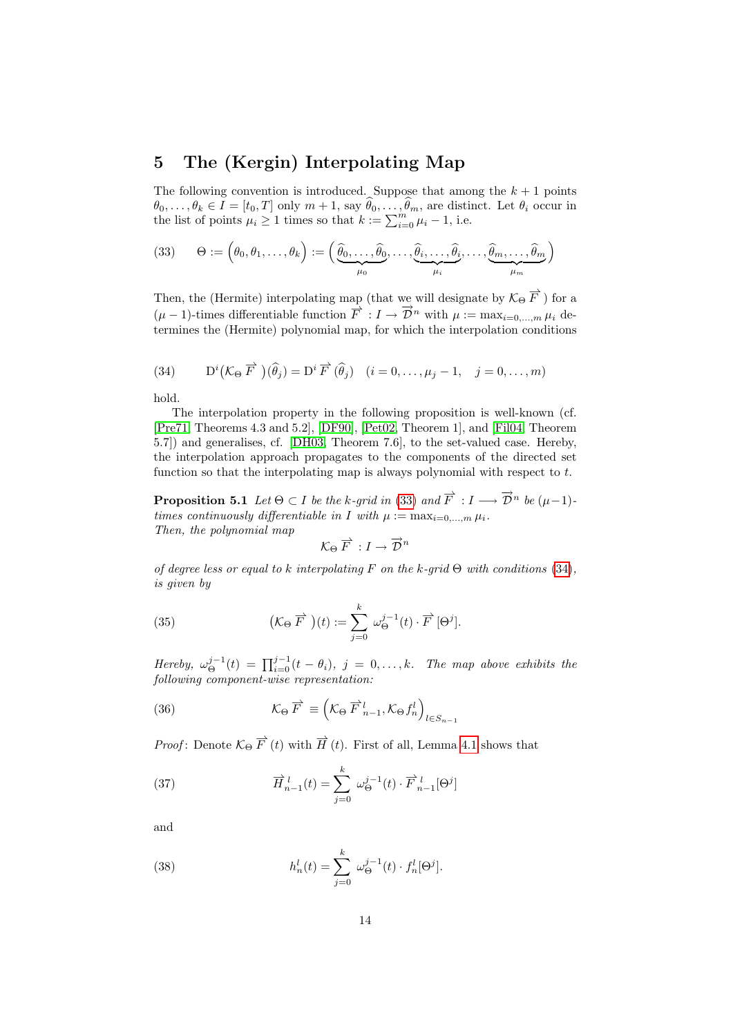## 5 The (Kergin) Interpolating Map

The following convention is introduced. Suppose that among the $k+1$ points $\theta_0, \dots, \theta_k \in I = [t_0, T]$ only $m+1$, say $\widehat{\theta}_0, \dots, \widehat{\theta}_m$, are distinct. Let $\theta_i$ occur in the list of points $\mu_i \geq 1$ times so that $k := \sum_{i=0}^m \mu_i - 1$, i.e.

$$
(33) \qquad \Theta := \Big(\theta_0, \theta_1, \dots, \theta_k\Big) := \Big(\underbrace{\widehat{\theta}_0, \dots, \widehat{\theta}_0}_{\mu_0}, \dots, \underbrace{\widehat{\theta}_i, \dots, \widehat{\theta}_i}_{\mu_i}, \dots, \underbrace{\widehat{\theta}_m, \dots, \widehat{\theta}_m}_{\mu_m}\Big)
$$

Then, the (Hermite) interpolating map (that we will designate by $\mathcal{K}_\Theta \overrightarrow{F}$ ) for a $(\mu-1)$-times differentiable function $\overrightarrow{F} : I \to \overrightarrow{\mathcal{D}}^n$ with $\mu := \max_{i=0,\dots,m} \mu_i$ determines the (Hermite) polynomial map, for which the interpolation conditions

$$
(34) \qquad \mathrm{D}^i \big(\mathcal{K}_\Theta \overrightarrow{F}\big)(\widehat{\theta}_j) = \mathrm{D}^i \overrightarrow{F}(\widehat{\theta}_j) \quad (i = 0, \dots, \mu_j - 1, \quad j = 0, \dots, m)
$$

hold.

The interpolation property in the following proposition is well-known (cf. [Pre71, Theorems 4.3 and 5.2], [DF90], [Pet02, Theorem 1], and [Fil04, Theorem 5.7]) and generalises, cf. [DH03, Theorem 7.6], to the set-valued case. Hereby, the interpolation approach propagates to the components of the directed set function so that the interpolating map is always polynomial with respect to $t$.

**Proposition 5.1** *Let $\Theta \subset I$ be the k-grid in (33) and $\overrightarrow{F} : I \longrightarrow \overrightarrow{\mathcal{D}}^n$ be $(\mu-1)$-times continuously differentiable in $I$ with $\mu := \max_{i=0,\dots,m} \mu_i$.*
*Then, the polynomial map*

$$
\mathcal{K}_\Theta \overrightarrow{F} : I \to \overrightarrow{\mathcal{D}}^n
$$

*of degree less or equal to $k$ interpolating $F$ on the k-grid $\Theta$ with conditions (34), is given by*

$$
(35) \qquad \big(\mathcal{K}_\Theta \overrightarrow{F}\big)(t) := \sum_{j=0}^{k} \omega_\Theta^{j-1}(t) \cdot \overrightarrow{F}[\Theta^j].
$$

*Hereby, $\omega_\Theta^{j-1}(t) = \prod_{i=0}^{j-1}(t - \theta_i)$, $j = 0, \dots, k$. The map above exhibits the following component-wise representation:*

$$
(36) \qquad \mathcal{K}_\Theta \overrightarrow{F} \equiv \Big(\mathcal{K}_\Theta \overrightarrow{F}{}^l_{n-1}, \mathcal{K}_\Theta f^l_n\Big)_{l \in S_{n-1}}
$$

*Proof*: Denote $\mathcal{K}_\Theta \overrightarrow{F}(t)$ with $\overrightarrow{H}(t)$. First of all, Lemma 4.1 shows that

$$
(37) \qquad \overrightarrow{H}{}^l_{n-1}(t) = \sum_{j=0}^{k} \omega_\Theta^{j-1}(t) \cdot \overrightarrow{F}{}^l_{n-1}[\Theta^j]
$$

and

$$
(38) \qquad h^l_n(t) = \sum_{j=0}^{k} \omega_\Theta^{j-1}(t) \cdot f^l_n[\Theta^j].
$$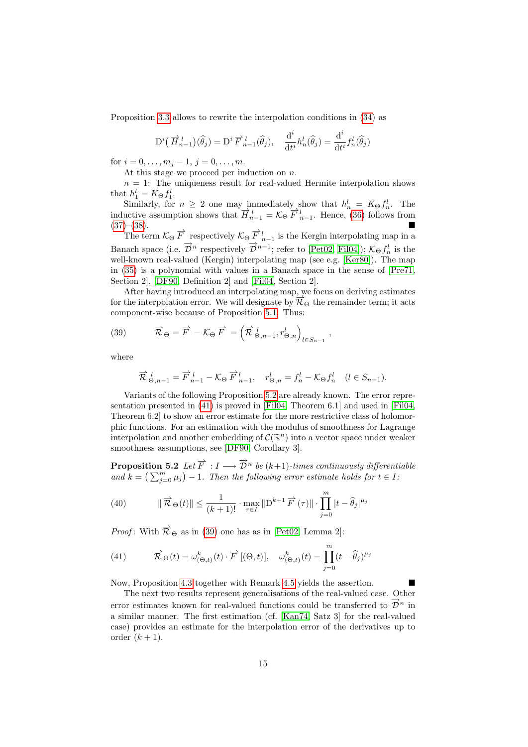Proposition 3.3 allows to rewrite the interpolation conditions in (34) as

$$\mathrm{D}^i\big(\overrightarrow{H}^{\,l}_{n-1}\big)(\widehat{\theta}_j) = \mathrm{D}^i\,\overrightarrow{F}^{\,l}_{n-1}(\widehat{\theta}_j), \quad \frac{\mathrm{d}^i}{\mathrm{d}t^i}h^l_n(\widehat{\theta}_j) = \frac{\mathrm{d}^i}{\mathrm{d}t^i}f^l_n(\widehat{\theta}_j)$$

for $i = 0, \ldots, m_j - 1$, $j = 0, \ldots, m$.

At this stage we proceed per induction on $n$.

$n = 1$: The uniqueness result for real-valued Hermite interpolation shows that $h^l_1 = \mathcal{K}_\Theta f^l_1$.

Similarly, for $n \geq 2$ one may immediately show that $h^l_n = \mathcal{K}_\Theta f^l_n$. The inductive assumption shows that $\overrightarrow{H}^{\,l}_{n-1} = \mathcal{K}_\Theta\,\overrightarrow{F}^{\,l}_{n-1}$. Hence, (36) follows from (37)–(38). ∎

The term $\mathcal{K}_\Theta\,\overrightarrow{F}$ respectively $\mathcal{K}_\Theta\,\overrightarrow{F}^{\,l}_{n-1}$ is the Kergin interpolating map in a Banach space (i.e. $\overrightarrow{\mathcal{D}}^n$ respectively $\overrightarrow{\mathcal{D}}^{n-1}$; refer to [Pet02, Fil04]); $\mathcal{K}_\Theta f^l_n$ is the well-known real-valued (Kergin) interpolating map (see e.g. [Ker80]). The map in (35) is a polynomial with values in a Banach space in the sense of [Pre71, Section 2], [DF90, Definition 2] and [Fil04, Section 2].

After having introduced an interpolating map, we focus on deriving estimates for the interpolation error. We will designate by $\overrightarrow{\mathcal{R}}_\Theta$ the remainder term; it acts component-wise because of Proposition 5.1. Thus:

$$\overrightarrow{\mathcal{R}}_\Theta = \overrightarrow{F} - \mathcal{K}_\Theta\,\overrightarrow{F} = \left(\overrightarrow{\mathcal{R}}^{\,l}_{\Theta,n-1}, r^l_{\Theta,n}\right)_{l\in S_{n-1}}, \tag{39}$$

where

$$\overrightarrow{\mathcal{R}}^{\,l}_{\Theta,n-1} = \overrightarrow{F}^{\,l}_{n-1} - \mathcal{K}_\Theta\,\overrightarrow{F}^{\,l}_{n-1}, \quad r^l_{\Theta,n} = f^l_n - \mathcal{K}_\Theta f^l_n \quad (l \in S_{n-1}).$$

Variants of the following Proposition 5.2 are already known. The error representation presented in (41) is proved in [Fil04, Theorem 6.1] and used in [Fil04, Theorem 6.2] to show an error estimate for the more restrictive class of holomorphic functions. For an estimation with the modulus of smoothness for Lagrange interpolation and another embedding of $\mathcal{C}(\mathbb{R}^n)$ into a vector space under weaker smoothness assumptions, see [DF90, Corollary 3].

**Proposition 5.2** *Let $\overrightarrow{F} : I \longrightarrow \overrightarrow{\mathcal{D}}^n$ be $(k+1)$-times continuously differentiable and $k = \left(\sum_{j=0}^m \mu_j\right) - 1$. Then the following error estimate holds for $t \in I$:*

$$\|\overrightarrow{\mathcal{R}}_\Theta(t)\| \leq \frac{1}{(k+1)!} \cdot \max_{\tau\in I} \|\mathrm{D}^{k+1}\,\overrightarrow{F}(\tau)\| \cdot \prod_{j=0}^m |t - \widehat{\theta}_j|^{\mu_j} \tag{40}$$

*Proof*: With $\overrightarrow{\mathcal{R}}_\Theta$ as in (39) one has as in [Pet02, Lemma 2]:

$$\overrightarrow{\mathcal{R}}_\Theta(t) = \omega^k_{(\Theta,t)}(t) \cdot \overrightarrow{F}[(\Theta,t)], \quad \omega^k_{(\Theta,t)}(t) = \prod_{j=0}^m (t - \widehat{\theta}_j)^{\mu_j} \tag{41}$$

Now, Proposition 4.3 together with Remark 4.5 yields the assertion. ∎

The next two results represent generalisations of the real-valued case. Other error estimates known for real-valued functions could be transferred to $\overrightarrow{\mathcal{D}}^n$ in a similar manner. The first estimation (cf. [Kan74, Satz 3] for the real-valued case) provides an estimate for the interpolation error of the derivatives up to order $(k+1)$.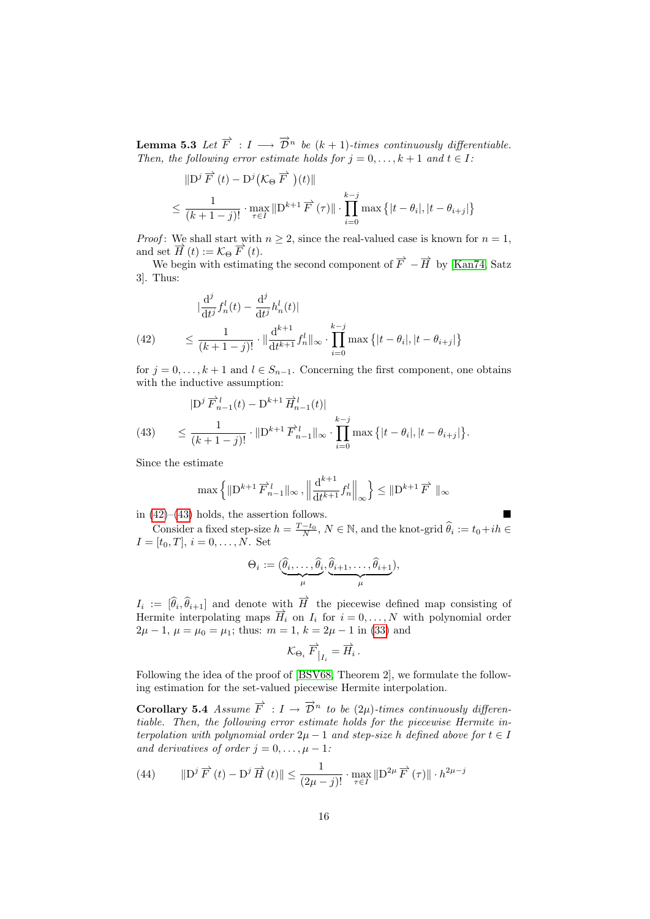**Lemma 5.3** *Let $\overrightarrow{F} : I \longrightarrow \overrightarrow{\mathcal{D}}^n$ be $(k+1)$-times continuously differentiable. Then, the following error estimate holds for $j = 0, \ldots, k+1$ and $t \in I$:*

$$
\begin{aligned}
&\|\mathrm{D}^j \overrightarrow{F}(t) - \mathrm{D}^j\big(\mathcal{K}_\Theta \overrightarrow{F}\big)(t)\| \\
&\leq \frac{1}{(k+1-j)!} \cdot \max_{\tau \in I} \|\mathrm{D}^{k+1} \overrightarrow{F}(\tau)\| \cdot \prod_{i=0}^{k-j} \max\left\{|t-\theta_i|, |t-\theta_{i+j}|\right\}
\end{aligned}
$$

*Proof*: We shall start with $n \geq 2$, since the real-valued case is known for $n = 1$, and set $\overrightarrow{H}(t) := \mathcal{K}_\Theta \overrightarrow{F}(t)$.

We begin with estimating the second component of $\overrightarrow{F} - \overrightarrow{H}$ by [Kan74, Satz 3]. Thus:

$$
\begin{aligned}
&\Big|\frac{\mathrm{d}^j}{\mathrm{d}t^j} f_n^l(t) - \frac{\mathrm{d}^j}{\mathrm{d}t^j} h_n^l(t)\Big| \\
&\leq \frac{1}{(k+1-j)!} \cdot \Big\|\frac{\mathrm{d}^{k+1}}{\mathrm{d}t^{k+1}} f_n^l\Big\|_\infty \cdot \prod_{i=0}^{k-j} \max\left\{|t-\theta_i|, |t-\theta_{i+j}|\right\}
\end{aligned}
\tag{42}
$$

for $j = 0, \ldots, k+1$ and $l \in S_{n-1}$. Concerning the first component, one obtains with the inductive assumption:

$$
\begin{aligned}
&|\mathrm{D}^j \overrightarrow{F}_{n-1}^l(t) - \mathrm{D}^{k+1} \overrightarrow{H}_{n-1}^l(t)| \\
&\leq \frac{1}{(k+1-j)!} \cdot \|\mathrm{D}^{k+1} \overrightarrow{F}_{n-1}^l\|_\infty \cdot \prod_{i=0}^{k-j} \max\left\{|t-\theta_i|, |t-\theta_{i+j}|\right\}.
\end{aligned}
\tag{43}
$$

Since the estimate

$$
\max\Big\{\|\mathrm{D}^{k+1} \overrightarrow{F}_{n-1}^l\|_\infty, \Big\|\frac{\mathrm{d}^{k+1}}{\mathrm{d}t^{k+1}} f_n^l\Big\|_\infty\Big\} \leq \|\mathrm{D}^{k+1} \overrightarrow{F}\|_\infty
$$

in (42)–(43) holds, the assertion follows. ■

Consider a fixed step-size $h = \frac{T-t_0}{N}$, $N \in \mathbb{N}$, and the knot-grid $\widehat{\theta}_i := t_0 + ih \in I = [t_0, T]$, $i = 0, \ldots, N$. Set

$$
\Theta_i := (\underbrace{\widehat{\theta}_i, \ldots, \widehat{\theta}_i}_{\mu}, \underbrace{\widehat{\theta}_{i+1}, \ldots, \widehat{\theta}_{i+1}}_{\mu}),
$$

$I_i := [\widehat{\theta}_i, \widehat{\theta}_{i+1}]$ and denote with $\overrightarrow{H}$ the piecewise defined map consisting of Hermite interpolating maps $\overrightarrow{H}_i$ on $I_i$ for $i = 0, \ldots, N$ with polynomial order $2\mu - 1$, $\mu = \mu_0 = \mu_1$; thus: $m = 1$, $k = 2\mu - 1$ in (33) and

$$
\mathcal{K}_{\Theta_i} \overrightarrow{F}\big|_{I_i} = \overrightarrow{H}_i .
$$

Following the idea of the proof of [BSV68, Theorem 2], we formulate the following estimation for the set-valued piecewise Hermite interpolation.

**Corollary 5.4** *Assume $\overrightarrow{F} : I \to \overrightarrow{\mathcal{D}}^n$ to be $(2\mu)$-times continuously differentiable. Then, the following error estimate holds for the piecewise Hermite interpolation with polynomial order $2\mu - 1$ and step-size $h$ defined above for $t \in I$ and derivatives of order $j = 0, \ldots, \mu - 1$:*

$$
\|\mathrm{D}^j \overrightarrow{F}(t) - \mathrm{D}^j \overrightarrow{H}(t)\| \leq \frac{1}{(2\mu - j)!} \cdot \max_{\tau \in I} \|\mathrm{D}^{2\mu} \overrightarrow{F}(\tau)\| \cdot h^{2\mu - j}
\tag{44}
$$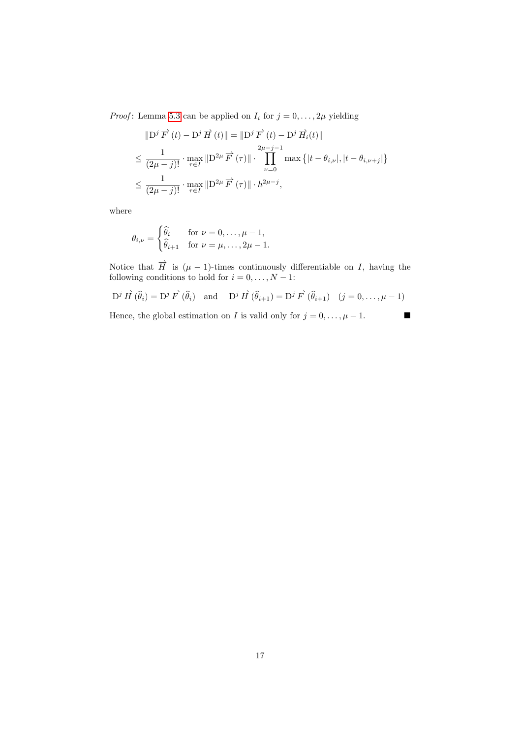*Proof*: Lemma 5.3 can be applied on $I_i$ for $j = 0, \ldots, 2\mu$ yielding

$$
\begin{aligned}
&\|\mathrm{D}^j \overrightarrow{F}(t) - \mathrm{D}^j \overrightarrow{H}(t)\| = \|\mathrm{D}^j \overrightarrow{F}(t) - \mathrm{D}^j \overrightarrow{H}_i(t)\| \\
&\leq \frac{1}{(2\mu - j)!} \cdot \max_{\tau \in I} \|\mathrm{D}^{2\mu} \overrightarrow{F}(\tau)\| \cdot \prod_{\nu=0}^{2\mu-j-1} \max\left\{|t - \theta_{i,\nu}|, |t - \theta_{i,\nu+j}|\right\} \\
&\leq \frac{1}{(2\mu - j)!} \cdot \max_{\tau \in I} \|\mathrm{D}^{2\mu} \overrightarrow{F}(\tau)\| \cdot h^{2\mu - j},
\end{aligned}
$$

where

$$
\theta_{i,\nu} = \begin{cases} \widehat{\theta}_i & \text{for } \nu = 0, \ldots, \mu - 1, \\ \widehat{\theta}_{i+1} & \text{for } \nu = \mu, \ldots, 2\mu - 1. \end{cases}
$$

Notice that $\overrightarrow{H}$ is $(\mu - 1)$-times continuously differentiable on $I$, having the following conditions to hold for $i = 0, \ldots, N - 1$:

$$
\mathrm{D}^j \overrightarrow{H}(\widehat{\theta}_i) = \mathrm{D}^j \overrightarrow{F}(\widehat{\theta}_i) \quad \text{and} \quad \mathrm{D}^j \overrightarrow{H}(\widehat{\theta}_{i+1}) = \mathrm{D}^j \overrightarrow{F}(\widehat{\theta}_{i+1}) \quad (j = 0, \ldots, \mu - 1)
$$

Hence, the global estimation on $I$ is valid only for $j = 0, \ldots, \mu - 1$. ■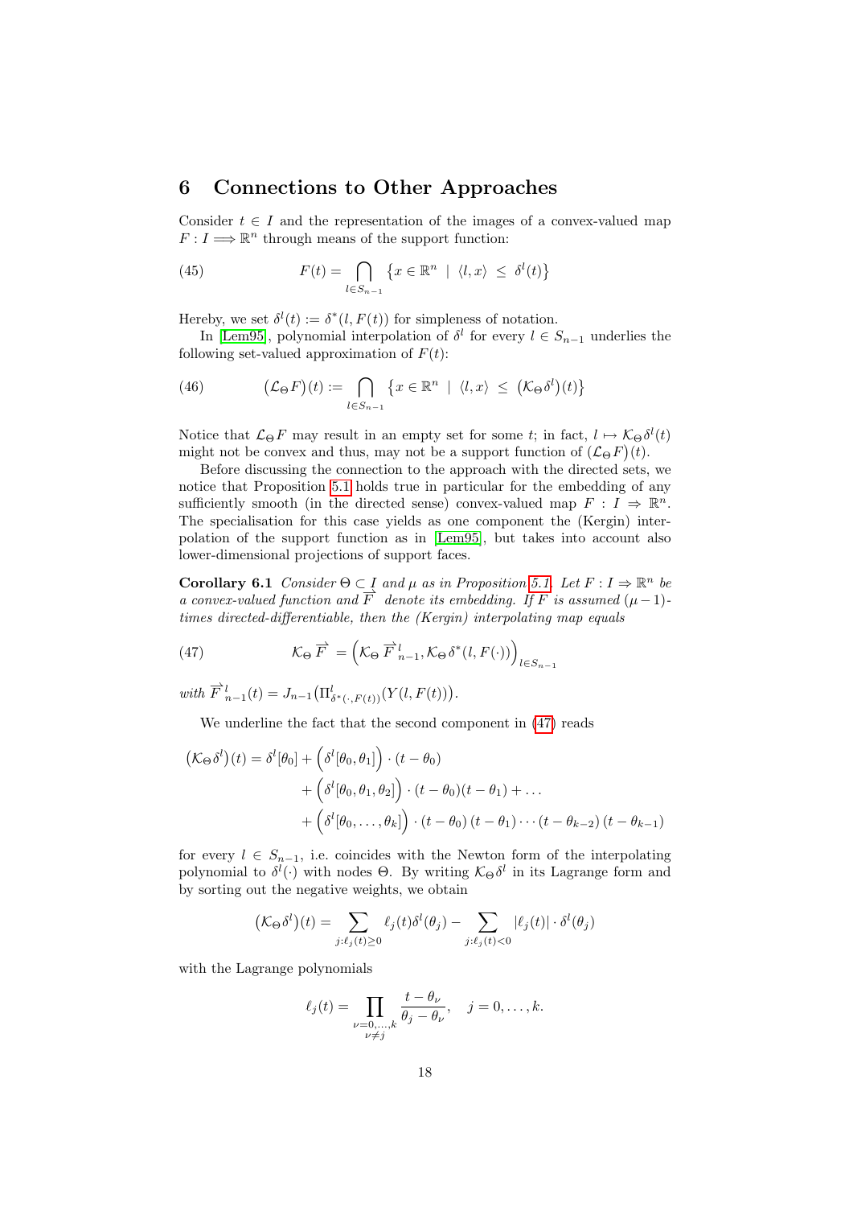## 6 Connections to Other Approaches

Consider $t \in I$ and the representation of the images of a convex-valued map $F : I \Longrightarrow \mathbb{R}^n$ through means of the support function:

$$F(t) = \bigcap_{l \in S_{n-1}} \{x \in \mathbb{R}^n \mid \langle l, x \rangle \le \delta^l(t)\} \tag{45}$$

Hereby, we set $\delta^l(t) := \delta^*(l, F(t))$ for simpleness of notation.

In [Lem95], polynomial interpolation of $\delta^l$ for every $l \in S_{n-1}$ underlies the following set-valued approximation of $F(t)$:

$$(\mathcal{L}_\Theta F)(t) := \bigcap_{l \in S_{n-1}} \{x \in \mathbb{R}^n \mid \langle l, x \rangle \le (\mathcal{K}_\Theta \delta^l)(t)\} \tag{46}$$

Notice that $\mathcal{L}_\Theta F$ may result in an empty set for some $t$; in fact, $l \mapsto \mathcal{K}_\Theta \delta^l(t)$ might not be convex and thus, may not be a support function of $(\mathcal{L}_\Theta F)(t)$.

Before discussing the connection to the approach with the directed sets, we notice that Proposition 5.1 holds true in particular for the embedding of any sufficiently smooth (in the directed sense) convex-valued map $F : I \Rightarrow \mathbb{R}^n$. The specialisation for this case yields as one component the (Kergin) interpolation of the support function as in [Lem95], but takes into account also lower-dimensional projections of support faces.

**Corollary 6.1** *Consider $\Theta \subset I$ and $\mu$ as in Proposition 5.1. Let $F : I \Rightarrow \mathbb{R}^n$ be a convex-valued function and $\overrightarrow{F}$ denote its embedding. If $F$ is assumed $(\mu-1)$-times directed-differentiable, then the (Kergin) interpolating map equals*

$$\mathcal{K}_\Theta \overrightarrow{F} = \Big(\mathcal{K}_\Theta \overrightarrow{F}^{\,l}_{n-1}, \mathcal{K}_\Theta \delta^*(l, F(\cdot))\Big)_{l \in S_{n-1}} \tag{47}$$

*with $\overrightarrow{F}^{\,l}_{n-1}(t) = J_{n-1}\big(\Pi^l_{\delta^*(\cdot, F(t))}(Y(l, F(t))\big)$.*

We underline the fact that the second component in (47) reads

$$\begin{aligned}
(\mathcal{K}_\Theta \delta^l)(t) = \delta^l[\theta_0] &+ \Big(\delta^l[\theta_0, \theta_1]\Big) \cdot (t - \theta_0) \\
&+ \Big(\delta^l[\theta_0, \theta_1, \theta_2]\Big) \cdot (t - \theta_0)(t - \theta_1) + \ldots \\
&+ \Big(\delta^l[\theta_0, \ldots, \theta_k]\Big) \cdot (t - \theta_0)(t - \theta_1) \cdots (t - \theta_{k-2})(t - \theta_{k-1})
\end{aligned}$$

for every $l \in S_{n-1}$, i.e. coincides with the Newton form of the interpolating polynomial to $\delta^l(\cdot)$ with nodes $\Theta$. By writing $\mathcal{K}_\Theta \delta^l$ in its Lagrange form and by sorting out the negative weights, we obtain

$$(\mathcal{K}_\Theta \delta^l)(t) = \sum_{j : \ell_j(t) \ge 0} \ell_j(t) \delta^l(\theta_j) - \sum_{j : \ell_j(t) < 0} |\ell_j(t)| \cdot \delta^l(\theta_j)$$

with the Lagrange polynomials

$$\ell_j(t) = \prod_{\substack{\nu = 0, \ldots, k \\ \nu \ne j}} \frac{t - \theta_\nu}{\theta_j - \theta_\nu}, \quad j = 0, \ldots, k.$$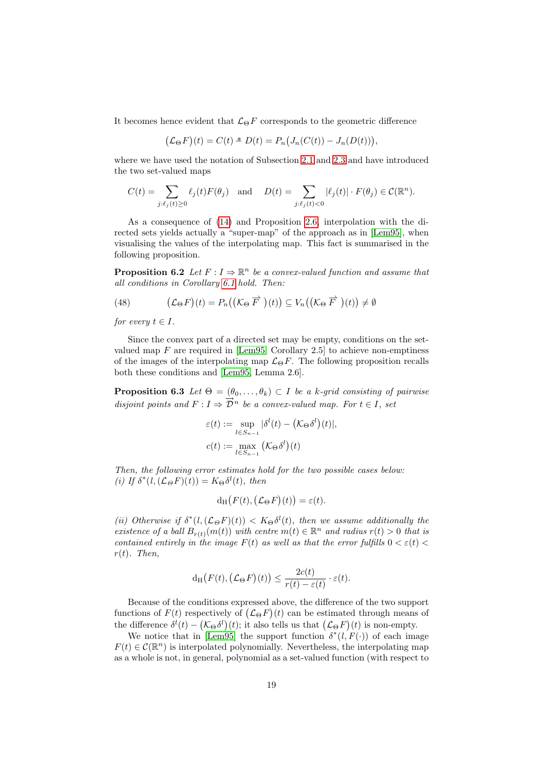It becomes hence evident that $\mathcal{L}_\Theta F$ corresponds to the geometric difference

$$\big(\mathcal{L}_\Theta F\big)(t) = C(t) \stackrel{*}{-} D(t) = P_n\big(J_n(C(t)) - J_n(D(t))\big),$$

where we have used the notation of Subsection 2.1 and 2.3 and have introduced the two set-valued maps

$$C(t) = \sum_{j:\ell_j(t)\geq 0} \ell_j(t) F(\theta_j) \quad \text{and} \quad D(t) = \sum_{j:\ell_j(t)<0} |\ell_j(t)| \cdot F(\theta_j) \in \mathcal{C}(\mathbb{R}^n).$$

As a consequence of (14) and Proposition 2.6, interpolation with the directed sets yields actually a "super-map" of the approach as in [Lem95], when visualising the values of the interpolating map. This fact is summarised in the following proposition.

**Proposition 6.2** *Let $F : I \rightrightarrows \mathbb{R}^n$ be a convex-valued function and assume that all conditions in Corollary 6.1 hold. Then:*

$$\big(\mathcal{L}_\Theta F\big)(t) = P_n\big(\big(\mathcal{K}_\Theta \overrightarrow{F}\,\big)(t)\big) \subseteq V_n\big(\big(\mathcal{K}_\Theta \overrightarrow{F}\,\big)(t)\big) \neq \emptyset \tag{48}$$

*for every $t \in I$.*

Since the convex part of a directed set may be empty, conditions on the set-valued map $F$ are required in [Lem95, Corollary 2.5] to achieve non-emptiness of the images of the interpolating map $\mathcal{L}_\Theta F$. The following proposition recalls both these conditions and [Lem95, Lemma 2.6].

**Proposition 6.3** *Let $\Theta = (\theta_0, \ldots, \theta_k) \subset I$ be a $k$-grid consisting of pairwise disjoint points and $F : I \rightrightarrows \overrightarrow{\mathcal{D}}^n$ be a convex-valued map. For $t \in I$, set*

$$\varepsilon(t) := \sup_{l \in S_{n-1}} |\delta^l(t) - \big(\mathcal{K}_\Theta \delta^l\big)(t)|,$$

$$c(t) := \max_{l \in S_{n-1}} \big(\mathcal{K}_\Theta \delta^l\big)(t)$$

*Then, the following error estimates hold for the two possible cases below:*
*(i) If $\delta^*(l, (\mathcal{L}_\Theta F)(t)) = K_\Theta \delta^l(t)$, then*

$$\mathrm{d_H}\big(F(t), \big(\mathcal{L}_\Theta F\big)(t)\big) = \varepsilon(t).$$

*(ii) Otherwise if $\delta^*(l, (\mathcal{L}_\Theta F)(t)) < K_\Theta \delta^l(t)$, then we assume additionally the existence of a ball $B_{r(t)}(m(t))$ with centre $m(t) \in \mathbb{R}^n$ and radius $r(t) > 0$ that is contained entirely in the image $F(t)$ as well as that the error fulfills $0 < \varepsilon(t) < r(t)$. Then,*

$$\mathrm{d_H}\big(F(t), \big(\mathcal{L}_\Theta F\big)(t)\big) \leq \frac{2c(t)}{r(t) - \varepsilon(t)} \cdot \varepsilon(t).$$

Because of the conditions expressed above, the difference of the two support functions of $F(t)$ respectively of $\big(\mathcal{L}_\Theta F\big)(t)$ can be estimated through means of the difference $\delta^l(t) - \big(\mathcal{K}_\Theta \delta^l\big)(t)$; it also tells us that $\big(\mathcal{L}_\Theta F\big)(t)$ is non-empty.

We notice that in [Lem95] the support function $\delta^*(l, F(\cdot))$ of each image $F(t) \in \mathcal{C}(\mathbb{R}^n)$ is interpolated polynomially. Nevertheless, the interpolating map as a whole is not, in general, polynomial as a set-valued function (with respect to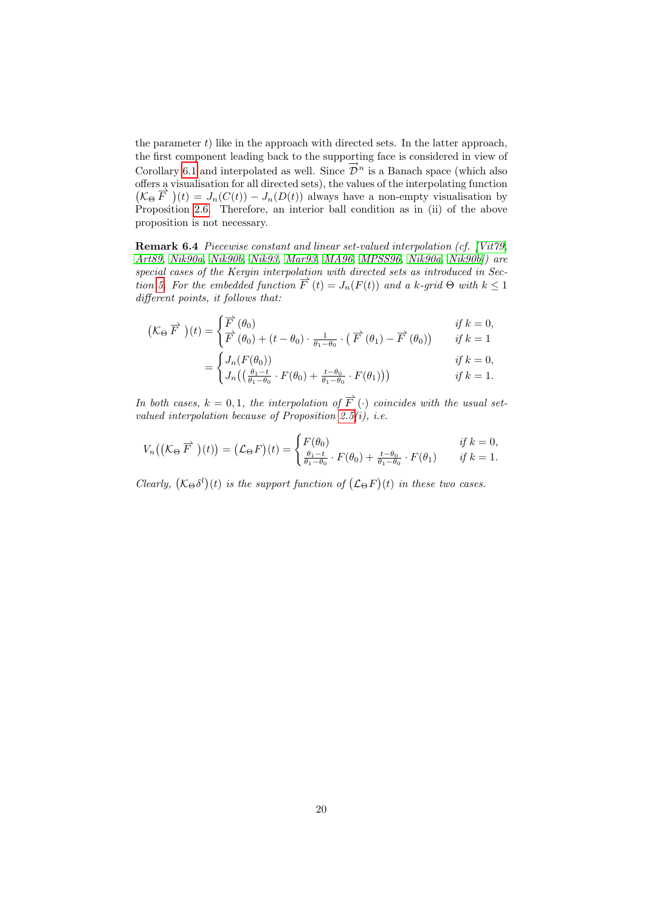the parameter $t$) like in the approach with directed sets. In the latter approach, the first component leading back to the supporting face is considered in view of Corollary 6.1 and interpolated as well. Since $\overrightarrow{\mathcal{D}}^n$ is a Banach space (which also offers a visualisation for all directed sets), the values of the interpolating function $\big(\mathcal{K}_\Theta \overrightarrow{F}\big)(t) = J_n(C(t)) - J_n(D(t))$ always have a non-empty visualisation by Proposition 2.6. Therefore, an interior ball condition as in (ii) of the above proposition is not necessary.

**Remark 6.4** *Piecewise constant and linear set-valued interpolation (cf. [Vit79, Art89, Nik90a, Nik90b, Nik93, Mar93, MA96, MPSS96, Nik90a, Nik90b]) are special cases of the Kergin interpolation with directed sets as introduced in Section 5. For the embedded function $\overrightarrow{F}(t) = J_n(F(t))$ and a $k$-grid $\Theta$ with $k \leq 1$ different points, it follows that:*

$$
\begin{aligned}
\big(\mathcal{K}_\Theta \overrightarrow{F}\big)(t) &= \begin{cases} \overrightarrow{F}(\theta_0) & \text{if } k = 0, \\ \overrightarrow{F}(\theta_0) + (t - \theta_0) \cdot \frac{1}{\theta_1 - \theta_0} \cdot \big(\overrightarrow{F}(\theta_1) - \overrightarrow{F}(\theta_0)\big) & \text{if } k = 1 \end{cases} \\
&= \begin{cases} J_n(F(\theta_0)) & \text{if } k = 0, \\ J_n\big(\big(\frac{\theta_1 - t}{\theta_1 - \theta_0} \cdot F(\theta_0) + \frac{t - \theta_0}{\theta_1 - \theta_0} \cdot F(\theta_1)\big)\big) & \text{if } k = 1. \end{cases}
\end{aligned}
$$

*In both cases, $k = 0, 1$, the interpolation of $\overrightarrow{F}(\cdot)$ coincides with the usual set-valued interpolation because of Proposition 2.5(i), i.e.*

$$
V_n\big(\big(\mathcal{K}_\Theta \overrightarrow{F}\big)(t)\big) = \big(\mathcal{L}_\Theta F\big)(t) = \begin{cases} F(\theta_0) & \text{if } k = 0, \\ \frac{\theta_1 - t}{\theta_1 - \theta_0} \cdot F(\theta_0) + \frac{t - \theta_0}{\theta_1 - \theta_0} \cdot F(\theta_1) & \text{if } k = 1. \end{cases}
$$

*Clearly, $\big(\mathcal{K}_\Theta \delta^l\big)(t)$ is the support function of $\big(\mathcal{L}_\Theta F\big)(t)$ in these two cases.*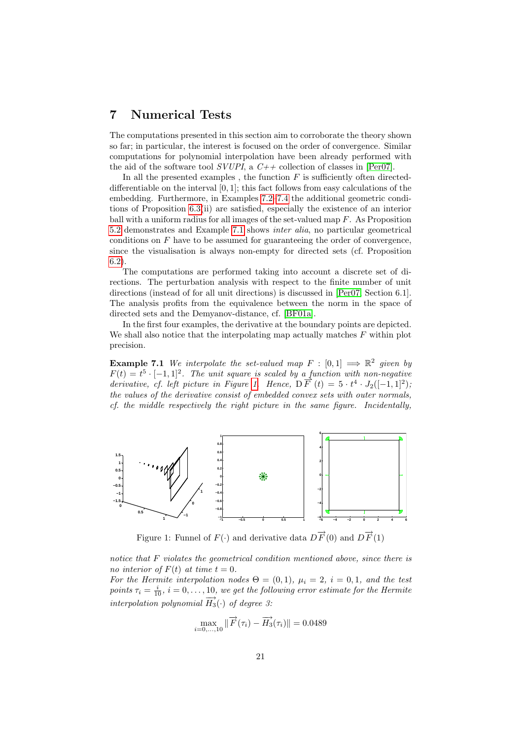# 7 Numerical Tests

The computations presented in this section aim to corroborate the theory shown so far; in particular, the interest is focused on the order of convergence. Similar computations for polynomial interpolation have been already performed with the aid of the software tool *SVUPI*, a *C++* collection of classes in [Per07].

In all the presented examples , the function $F$ is sufficiently often directed-differentiable on the interval $[0, 1]$; this fact follows from easy calculations of the embedding. Furthermore, in Examples 7.2–7.4 the additional geometric conditions of Proposition 6.3(ii) are satisfied, especially the existence of an interior ball with a uniform radius for all images of the set-valued map $F$. As Proposition 5.2 demonstrates and Example 7.1 shows *inter alia*, no particular geometrical conditions on $F$ have to be assumed for guaranteeing the order of convergence, since the visualisation is always non-empty for directed sets (cf. Proposition 6.2).

The computations are performed taking into account a discrete set of directions. The perturbation analysis with respect to the finite number of unit directions (instead of for all unit directions) is discussed in [Per07, Section 6.1]. The analysis profits from the equivalence between the norm in the space of directed sets and the Demyanov-distance, cf. [BF01a].

In the first four examples, the derivative at the boundary points are depicted. We shall also notice that the interpolating map actually matches $F$ within plot precision.

**Example 7.1** *We interpolate the set-valued map $F : [0, 1] \Longrightarrow \mathbb{R}^2$ given by $F(t) = t^5 \cdot [-1, 1]^2$. The unit square is scaled by a function with non-negative derivative, cf. left picture in Figure 1. Hence, $\mathrm{D}\overrightarrow{F}(t) = 5 \cdot t^4 \cdot J_2([-1, 1]^2)$; the values of the derivative consist of embedded convex sets with outer normals, cf. the middle respectively the right picture in the same figure. Incidentally,*

1.5
1
0.5
0
−0.5
−1
−1.5
0
0.5
1
−1
0
1

1
0.8
0.6
0.4
0.2
0
−0.2
−0.4
−0.6
−0.8
−1
−1
−0.5
0
0.5
1

6
4
2
0
−2
−4
−6
−6
−4
−2
0
2
4
6

Figure 1: Funnel of $F(\cdot)$ and derivative data $D\overrightarrow{F}(0)$ and $D\overrightarrow{F}(1)$

*notice that $F$ violates the geometrical condition mentioned above, since there is no interior of $F(t)$ at time $t = 0$.*
*For the Hermite interpolation nodes $\Theta = (0, 1)$, $\mu_i = 2$, $i = 0, 1$, and the test points $\tau_i = \frac{i}{10}$, $i = 0, \ldots, 10$, we get the following error estimate for the Hermite interpolation polynomial $\overrightarrow{H_3}(\cdot)$ of degree 3:*

$$\max_{i=0,\ldots,10} \|\overrightarrow{F}(\tau_i) - \overrightarrow{H_3}(\tau_i)\| = 0.0489$$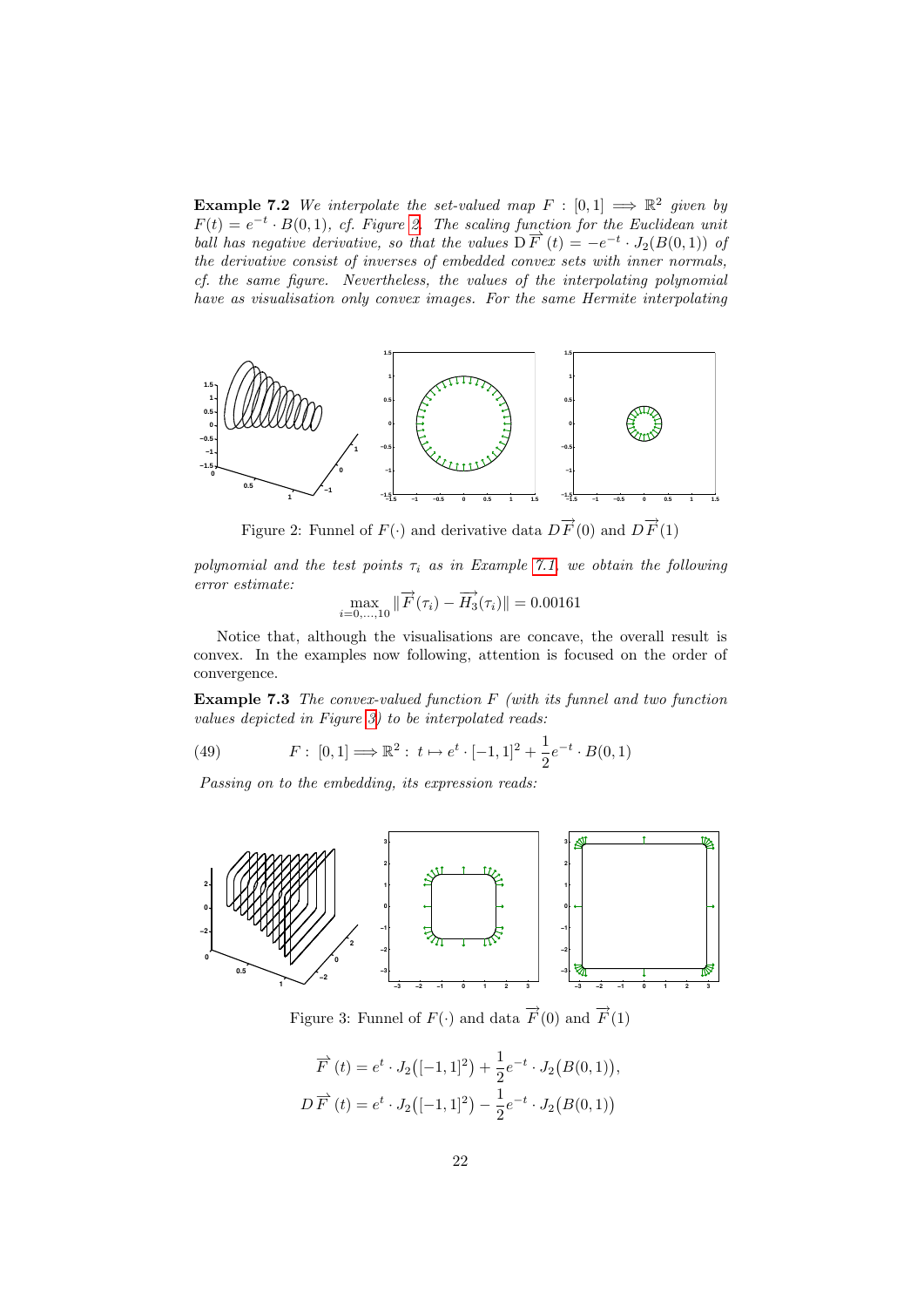**Example 7.2** *We interpolate the set-valued map $F : [0,1] \Longrightarrow \mathbb{R}^2$ given by $F(t) = e^{-t} \cdot B(0,1)$, cf. Figure 2. The scaling function for the Euclidean unit ball has negative derivative, so that the values $\mathrm{D}\overrightarrow{F}(t) = -e^{-t} \cdot J_2(B(0,1))$ of the derivative consist of inverses of embedded convex sets with inner normals, cf. the same figure. Nevertheless, the values of the interpolating polynomial have as visualisation only convex images. For the same Hermite interpolating*

1.5
1
0.5
0
−0.5
−1
−1.5
0
0.5
1
−1
0
1

1.5
1
0.5
0
−0.5
−1
−1.5
−1.5 −1 −0.5 0 0.5 1 1.5

1.5
1
0.5
0
−0.5
−1
−1.5
−1.5 −1 −0.5 0 0.5 1 1.5

Figure 2: Funnel of $F(\cdot)$ and derivative data $D\overrightarrow{F}(0)$ and $D\overrightarrow{F}(1)$

*polynomial and the test points $\tau_i$ as in Example 7.1, we obtain the following error estimate:*

$$\max_{i=0,\ldots,10} \|\overrightarrow{F}(\tau_i) - \overrightarrow{H_3}(\tau_i)\| = 0.00161$$

Notice that, although the visualisations are concave, the overall result is convex. In the examples now following, attention is focused on the order of convergence.

**Example 7.3** *The convex-valued function $F$ (with its funnel and two function values depicted in Figure 3) to be interpolated reads:*

$$F : [0,1] \Longrightarrow \mathbb{R}^2 : t \mapsto e^t \cdot [-1,1]^2 + \frac{1}{2}e^{-t} \cdot B(0,1) \tag{49}$$

*Passing on to the embedding, its expression reads:*

2
0
−2
0
0.5
1
−2
0
2

3
2
1
0
−1
−2
−3
−3 −2 −1 0 1 2 3

3
2
1
0
−1
−2
−3
−3 −2 −1 0 1 2 3

Figure 3: Funnel of $F(\cdot)$ and data $\overrightarrow{F}(0)$ and $\overrightarrow{F}(1)$

$$\overrightarrow{F}(t) = e^t \cdot J_2\big([-1,1]^2\big) + \frac{1}{2}e^{-t} \cdot J_2\big(B(0,1)\big),$$
$$D\overrightarrow{F}(t) = e^t \cdot J_2\big([-1,1]^2\big) - \frac{1}{2}e^{-t} \cdot J_2\big(B(0,1)\big)$$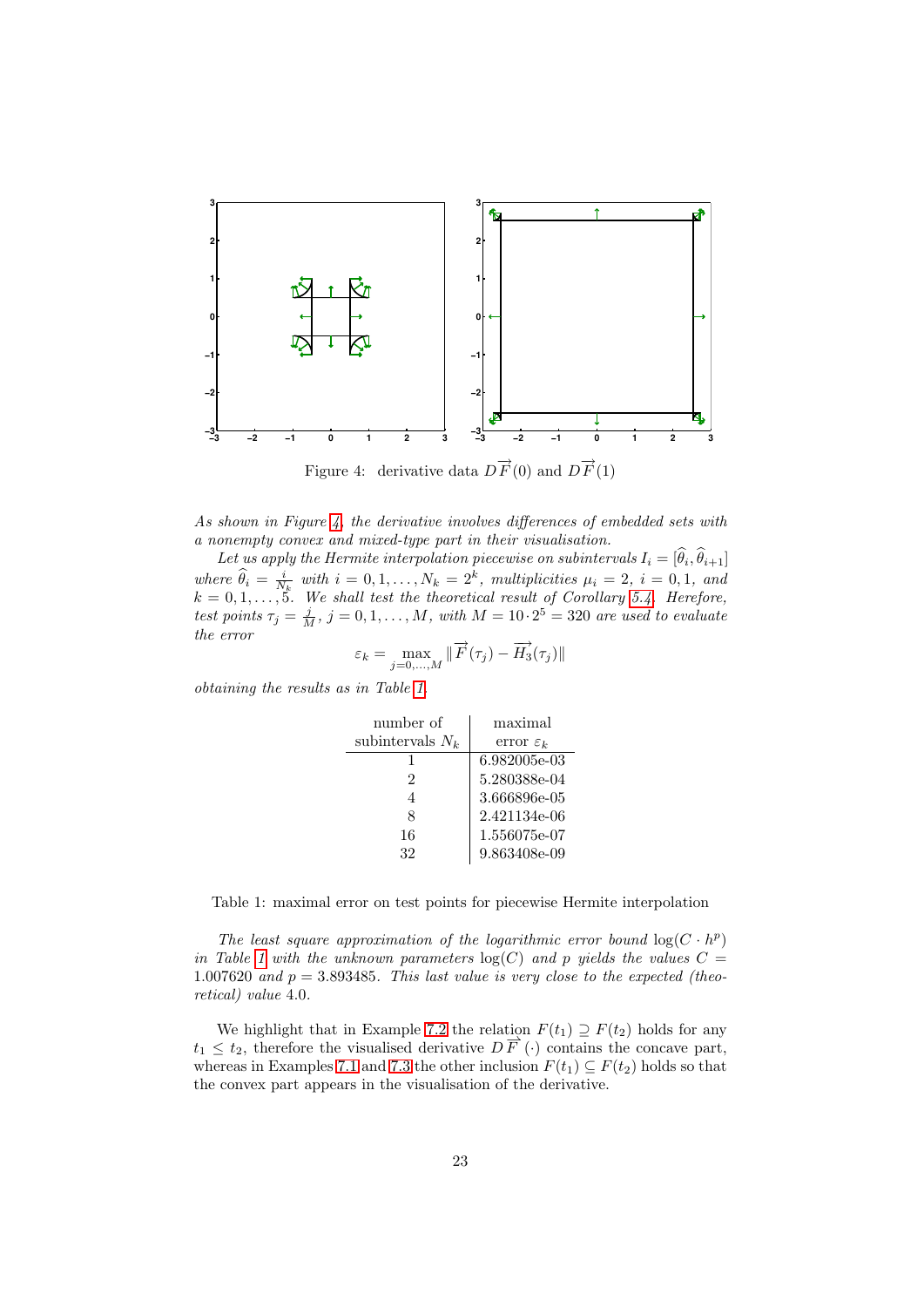3
2
1
0
−1
−2
−3
−3 −2 −1 0 1 2 3

3
2
1
0
−1
−2
−3
−3 −2 −1 0 1 2 3

Figure 4: derivative data $D\overrightarrow{F}(0)$ and $D\overrightarrow{F}(1)$

*As shown in Figure 4, the derivative involves differences of embedded sets with a nonempty convex and mixed-type part in their visualisation.*

*Let us apply the Hermite interpolation piecewise on subintervals $I_i = [\widehat{\theta}_i, \widehat{\theta}_{i+1}]$ where $\widehat{\theta}_i = \frac{i}{N_k}$ with $i = 0, 1, \ldots, N_k = 2^k$, multiplicities $\mu_i = 2$, $i = 0, 1$, and $k = 0, 1, \ldots, 5$. We shall test the theoretical result of Corollary 5.4. Herefore, test points $\tau_j = \frac{j}{M}$, $j = 0, 1, \ldots, M$, with $M = 10 \cdot 2^5 = 320$ are used to evaluate the error*

$$\varepsilon_k = \max_{j=0,\ldots,M} \| \overrightarrow{F}(\tau_j) - \overrightarrow{H_3}(\tau_j) \|$$

*obtaining the results as in Table 1.*

| number of subintervals $N_k$ | maximal error $\varepsilon_k$ |
|---|---|
| 1 | 6.982005e-03 |
| 2 | 5.280388e-04 |
| 4 | 3.666896e-05 |
| 8 | 2.421134e-06 |
| 16 | 1.556075e-07 |
| 32 | 9.863408e-09 |

Table 1: maximal error on test points for piecewise Hermite interpolation

*The least square approximation of the logarithmic error bound $\log(C \cdot h^p)$ in Table 1 with the unknown parameters $\log(C)$ and $p$ yields the values $C = 1.007620$ and $p = 3.893485$. This last value is very close to the expected (theoretical) value 4.0.*

We highlight that in Example 7.2 the relation $F(t_1) \supseteq F(t_2)$ holds for any $t_1 \leq t_2$, therefore the visualised derivative $D\overrightarrow{F}(\cdot)$ contains the concave part, whereas in Examples 7.1 and 7.3 the other inclusion $F(t_1) \subseteq F(t_2)$ holds so that the convex part appears in the visualisation of the derivative.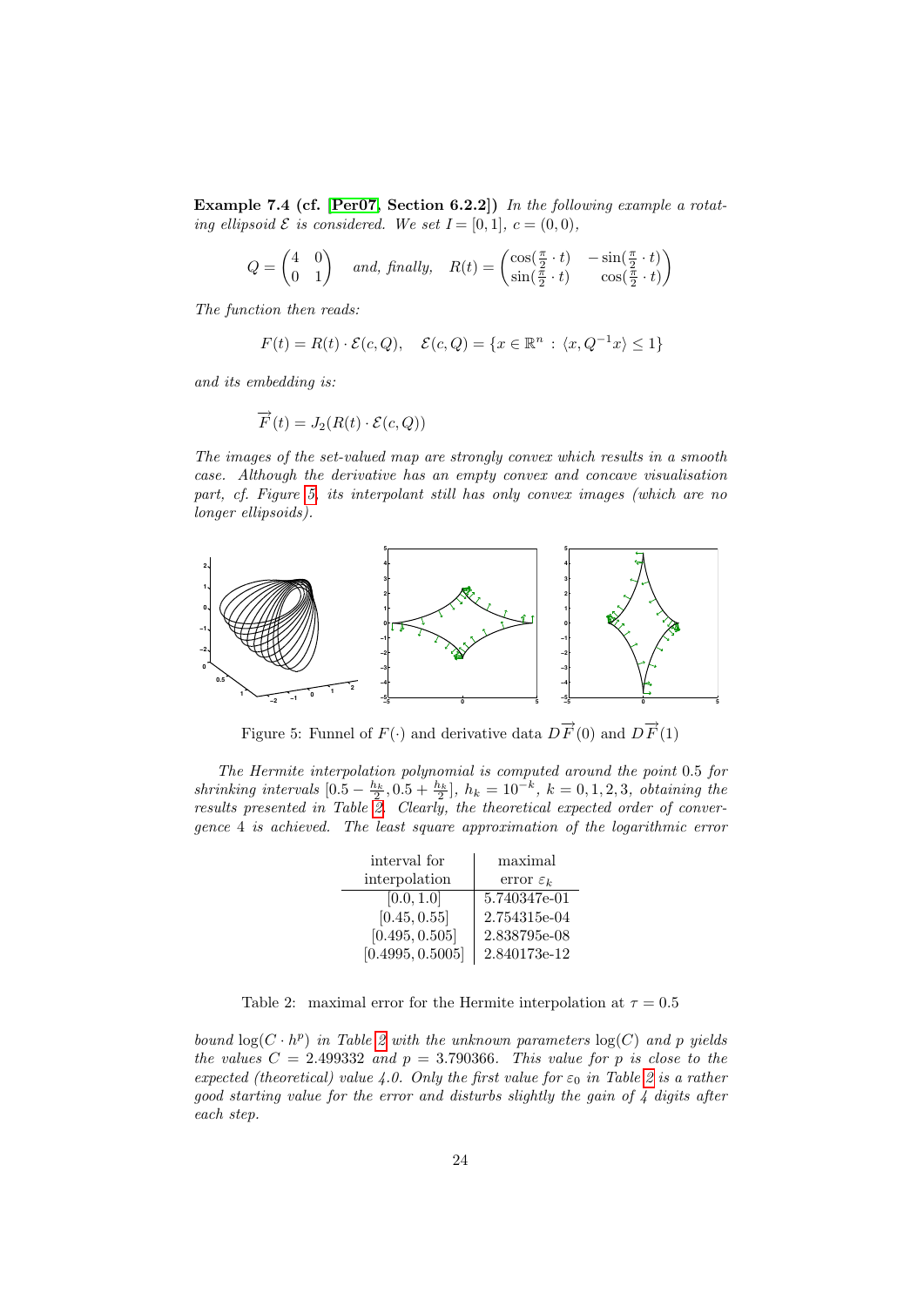**Example 7.4 (cf. [Per07, Section 6.2.2])** *In the following example a rotating ellipsoid $\mathcal{E}$ is considered. We set $I = [0, 1]$, $c = (0, 0)$,*

$$Q = \begin{pmatrix} 4 & 0 \\ 0 & 1 \end{pmatrix} \quad \textit{and, finally,} \quad R(t) = \begin{pmatrix} \cos(\frac{\pi}{2} \cdot t) & -\sin(\frac{\pi}{2} \cdot t) \\ \sin(\frac{\pi}{2} \cdot t) & \cos(\frac{\pi}{2} \cdot t) \end{pmatrix}$$

*The function then reads:*

$$F(t) = R(t) \cdot \mathcal{E}(c, Q), \quad \mathcal{E}(c, Q) = \{x \in \mathbb{R}^n \, : \, \langle x, Q^{-1} x \rangle \leq 1\}$$

*and its embedding is:*

$$\overrightarrow{F}(t) = J_2(R(t) \cdot \mathcal{E}(c, Q))$$

*The images of the set-valued map are strongly convex which results in a smooth case. Although the derivative has an empty convex and concave visualisation part, cf. Figure 5, its interpolant still has only convex images (which are no longer ellipsoids).*

2
1
0
−1
−2
0
0.5
1
−2 −1 0 1 2

5 4 3 2 1 0 −1 −2 −3 −4 −5
−5 0 5

5 4 3 2 1 0 −1 −2 −3 −4 −5
−5 0 5

Figure 5: Funnel of $F(\cdot)$ and derivative data $D\overrightarrow{F}(0)$ and $D\overrightarrow{F}(1)$

*The Hermite interpolation polynomial is computed around the point 0.5 for shrinking intervals $[0.5 - \frac{h_k}{2}, 0.5 + \frac{h_k}{2}]$, $h_k = 10^{-k}$, $k = 0, 1, 2, 3$, obtaining the results presented in Table 2. Clearly, the theoretical expected order of convergence 4 is achieved. The least square approximation of the logarithmic error*

| interval for interpolation | maximal error $\varepsilon_k$ |
|---|---|
| $[0.0, 1.0]$ | 5.740347e-01 |
| $[0.45, 0.55]$ | 2.754315e-04 |
| $[0.495, 0.505]$ | 2.838795e-08 |
| $[0.4995, 0.5005]$ | 2.840173e-12 |

Table 2: maximal error for the Hermite interpolation at $\tau = 0.5$

*bound $\log(C \cdot h^p)$ in Table 2 with the unknown parameters $\log(C)$ and $p$ yields the values $C = 2.499332$ and $p = 3.790366$. This value for $p$ is close to the expected (theoretical) value 4.0. Only the first value for $\varepsilon_0$ in Table 2 is a rather good starting value for the error and disturbs slightly the gain of 4 digits after each step.*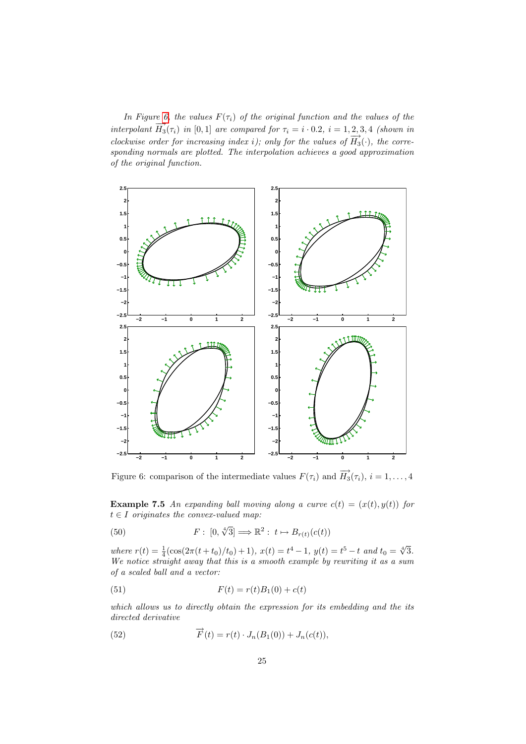*In Figure 6, the values $F(\tau_i)$ of the original function and the values of the interpolant $\overrightarrow{H_3}(\tau_i)$ in $[0,1]$ are compared for $\tau_i = i \cdot 0.2$, $i = 1, 2, 3, 4$ (shown in clockwise order for increasing index $i$); only for the values of $\overrightarrow{H_3}(\cdot)$, the corresponding normals are plotted. The interpolation achieves a good approximation of the original function.*

2.5
2
1.5
1
0.5
0
−0.5
−1
−1.5
−2
−2.5
−2 −1 0 1 2

Figure 6: comparison of the intermediate values $F(\tau_i)$ and $\overrightarrow{H_3}(\tau_i)$, $i = 1, \ldots, 4$

**Example 7.5** *An expanding ball moving along a curve $c(t) = (x(t), y(t))$ for $t \in I$ originates the convex-valued map:*

$$F: \; [0, \sqrt[4]{3}] \Longrightarrow \mathbb{R}^2: \; t \mapsto B_{r(t)}(c(t)) \tag{50}$$

*where $r(t) = \frac{1}{4}(\cos(2\pi(t+t_0)/t_0) + 1)$, $x(t) = t^4 - 1$, $y(t) = t^5 - t$ and $t_0 = \sqrt[4]{3}$. We notice straight away that this is a smooth example by rewriting it as a sum of a scaled ball and a vector:*

$$F(t) = r(t) B_1(0) + c(t) \tag{51}$$

*which allows us to directly obtain the expression for its embedding and the its directed derivative*

$$\overrightarrow{F}(t) = r(t) \cdot J_n(B_1(0)) + J_n(c(t)), \tag{52}$$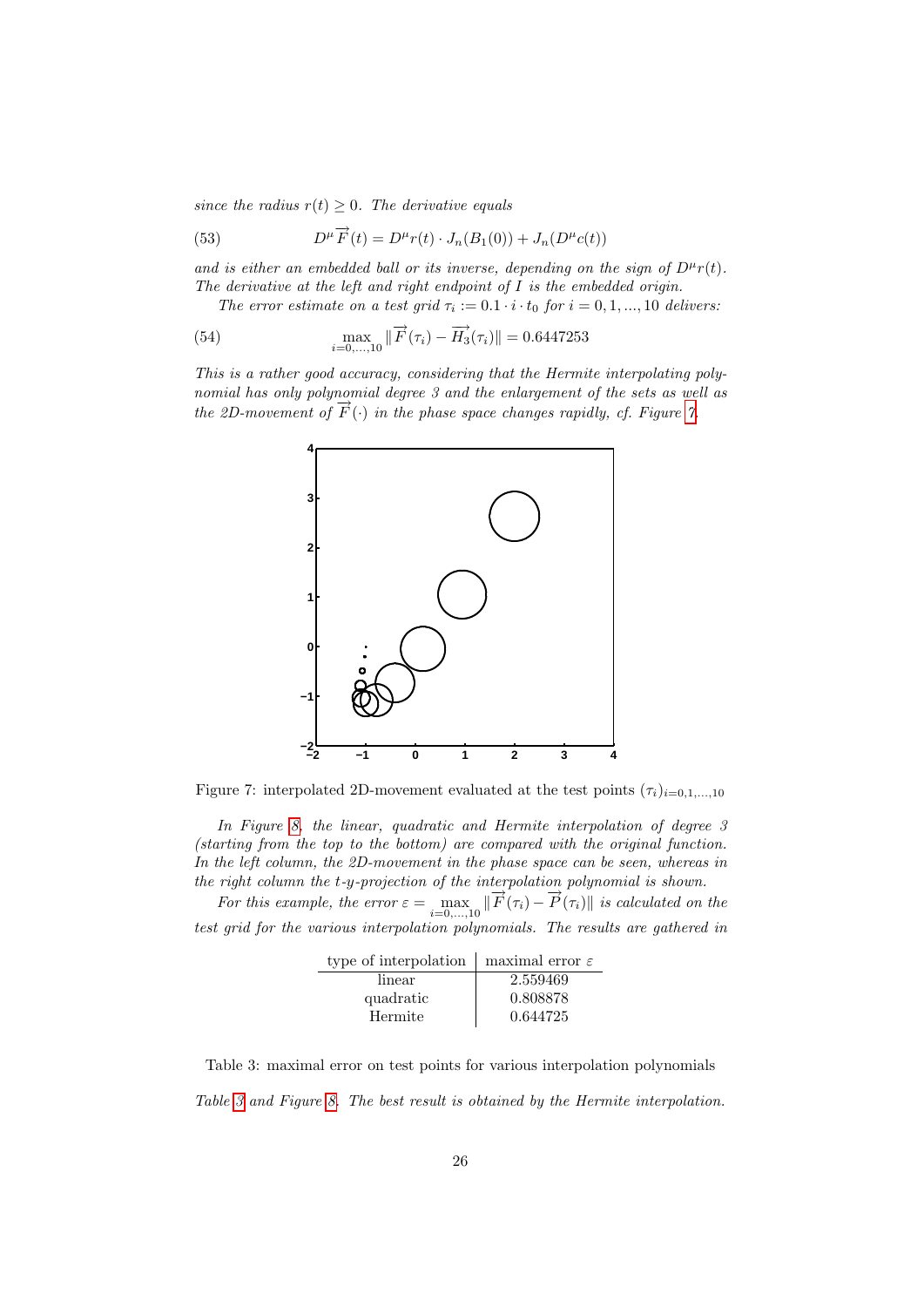*since the radius $r(t) \geq 0$. The derivative equals*

$$D^\mu \overrightarrow{F}(t) = D^\mu r(t) \cdot J_n(B_1(0)) + J_n(D^\mu c(t)) \tag{53}$$

*and is either an embedded ball or its inverse, depending on the sign of $D^\mu r(t)$. The derivative at the left and right endpoint of $I$ is the embedded origin.*

*The error estimate on a test grid $\tau_i := 0.1 \cdot i \cdot t_0$ for $i = 0, 1, ..., 10$ delivers:*

$$\max_{i=0,...,10} \|\overrightarrow{F}(\tau_i) - \overrightarrow{H_3}(\tau_i)\| = 0.6447253 \tag{54}$$

*This is a rather good accuracy, considering that the Hermite interpolating polynomial has only polynomial degree 3 and the enlargement of the sets as well as the 2D-movement of $\overrightarrow{F}(\cdot)$ in the phase space changes rapidly, cf. Figure 7.*

4
3
2
1
0
−1
−2
−2 −1 0 1 2 3 4

Figure 7: interpolated 2D-movement evaluated at the test points $(\tau_i)_{i=0,1,...,10}$

*In Figure 8, the linear, quadratic and Hermite interpolation of degree 3 (starting from the top to the bottom) are compared with the original function. In the left column, the 2D-movement in the phase space can be seen, whereas in the right column the t-y-projection of the interpolation polynomial is shown.*

*For this example, the error $\varepsilon = \max_{i=0,...,10} \|\overrightarrow{F}(\tau_i) - \overrightarrow{P}(\tau_i)\|$ is calculated on the test grid for the various interpolation polynomials. The results are gathered in*

| type of interpolation | maximal error $\varepsilon$ |
|---|---|
| linear | 2.559469 |
| quadratic | 0.808878 |
| Hermite | 0.644725 |

Table 3: maximal error on test points for various interpolation polynomials

*Table 3 and Figure 8. The best result is obtained by the Hermite interpolation.*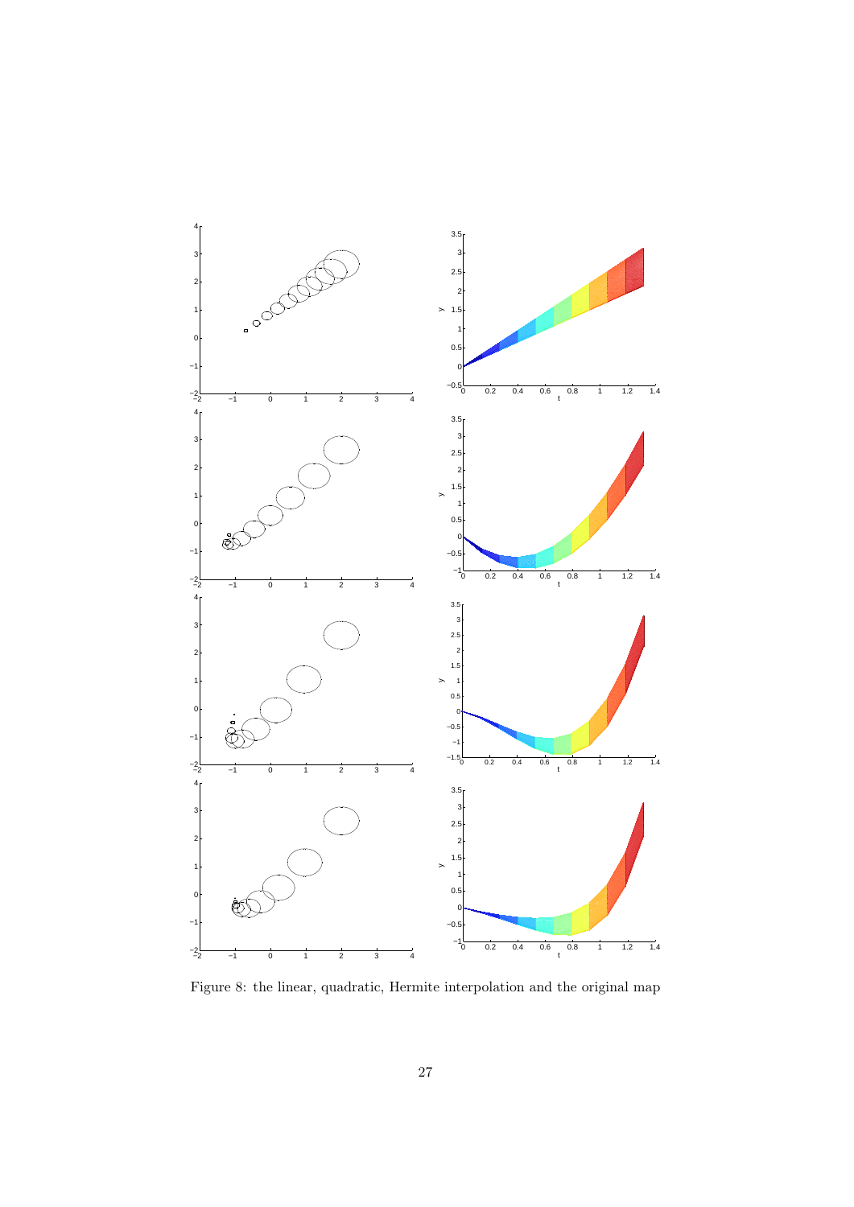Figure 8: the linear, quadratic, Hermite interpolation and the original map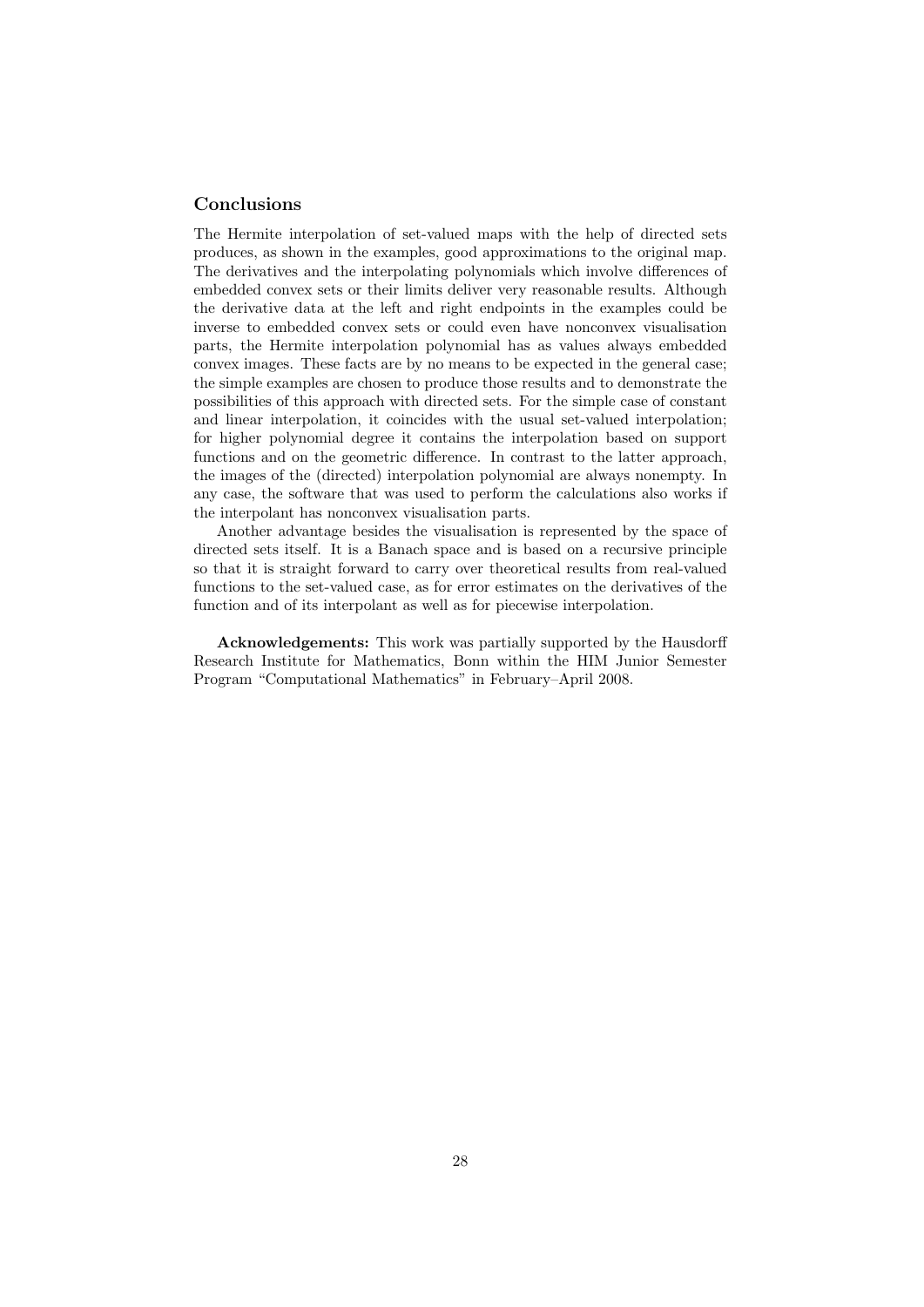## Conclusions

The Hermite interpolation of set-valued maps with the help of directed sets produces, as shown in the examples, good approximations to the original map. The derivatives and the interpolating polynomials which involve differences of embedded convex sets or their limits deliver very reasonable results. Although the derivative data at the left and right endpoints in the examples could be inverse to embedded convex sets or could even have nonconvex visualisation parts, the Hermite interpolation polynomial has as values always embedded convex images. These facts are by no means to be expected in the general case; the simple examples are chosen to produce those results and to demonstrate the possibilities of this approach with directed sets. For the simple case of constant and linear interpolation, it coincides with the usual set-valued interpolation; for higher polynomial degree it contains the interpolation based on support functions and on the geometric difference. In contrast to the latter approach, the images of the (directed) interpolation polynomial are always nonempty. In any case, the software that was used to perform the calculations also works if the interpolant has nonconvex visualisation parts.

Another advantage besides the visualisation is represented by the space of directed sets itself. It is a Banach space and is based on a recursive principle so that it is straight forward to carry over theoretical results from real-valued functions to the set-valued case, as for error estimates on the derivatives of the function and of its interpolant as well as for piecewise interpolation.

**Acknowledgements:** This work was partially supported by the Hausdorff Research Institute for Mathematics, Bonn within the HIM Junior Semester Program "Computational Mathematics" in February–April 2008.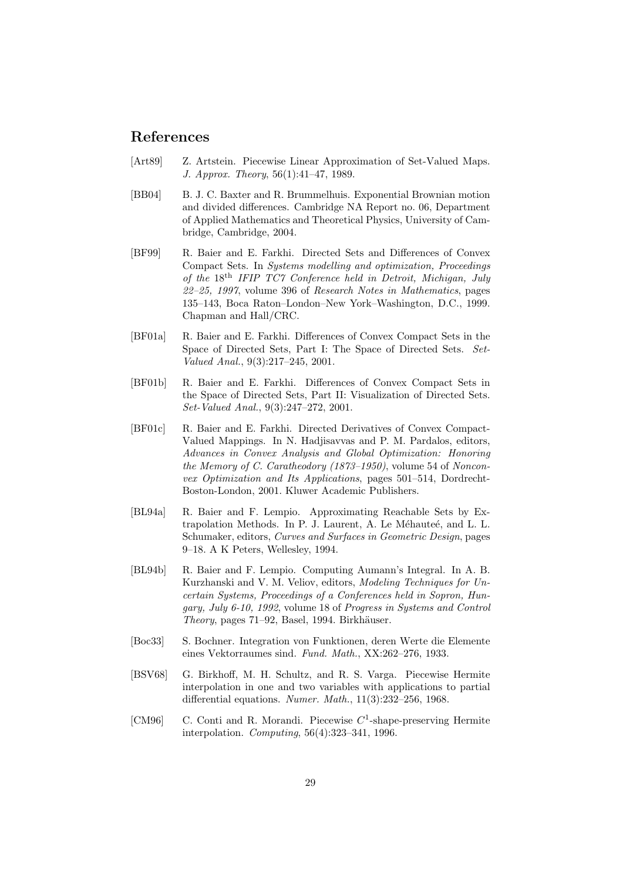## References

[Art89] Z. Artstein. Piecewise Linear Approximation of Set-Valued Maps. *J. Approx. Theory*, 56(1):41–47, 1989.

[BB04] B. J. C. Baxter and R. Brummelhuis. Exponential Brownian motion and divided differences. Cambridge NA Report no. 06, Department of Applied Mathematics and Theoretical Physics, University of Cambridge, Cambridge, 2004.

[BF99] R. Baier and E. Farkhi. Directed Sets and Differences of Convex Compact Sets. In *Systems modelling and optimization, Proceedings of the* 18th *IFIP TC7 Conference held in Detroit, Michigan, July 22–25, 1997*, volume 396 of *Research Notes in Mathematics*, pages 135–143, Boca Raton–London–New York–Washington, D.C., 1999. Chapman and Hall/CRC.

[BF01a] R. Baier and E. Farkhi. Differences of Convex Compact Sets in the Space of Directed Sets, Part I: The Space of Directed Sets. *Set-Valued Anal.*, 9(3):217–245, 2001.

[BF01b] R. Baier and E. Farkhi. Differences of Convex Compact Sets in the Space of Directed Sets, Part II: Visualization of Directed Sets. *Set-Valued Anal.*, 9(3):247–272, 2001.

[BF01c] R. Baier and E. Farkhi. Directed Derivatives of Convex Compact-Valued Mappings. In N. Hadjisavvas and P. M. Pardalos, editors, *Advances in Convex Analysis and Global Optimization: Honoring the Memory of C. Caratheodory (1873–1950)*, volume 54 of *Nonconvex Optimization and Its Applications*, pages 501–514, Dordrecht-Boston-London, 2001. Kluwer Academic Publishers.

[BL94a] R. Baier and F. Lempio. Approximating Reachable Sets by Extrapolation Methods. In P. J. Laurent, A. Le Méhauteé, and L. L. Schumaker, editors, *Curves and Surfaces in Geometric Design*, pages 9–18. A K Peters, Wellesley, 1994.

[BL94b] R. Baier and F. Lempio. Computing Aumann's Integral. In A. B. Kurzhanski and V. M. Veliov, editors, *Modeling Techniques for Uncertain Systems, Proceedings of a Conferences held in Sopron, Hungary, July 6-10, 1992*, volume 18 of *Progress in Systems and Control Theory*, pages 71–92, Basel, 1994. Birkhäuser.

[Boc33] S. Bochner. Integration von Funktionen, deren Werte die Elemente eines Vektorraumes sind. *Fund. Math.*, XX:262–276, 1933.

[BSV68] G. Birkhoff, M. H. Schultz, and R. S. Varga. Piecewise Hermite interpolation in one and two variables with applications to partial differential equations. *Numer. Math.*, 11(3):232–256, 1968.

[CM96] C. Conti and R. Morandi. Piecewise $C^1$-shape-preserving Hermite interpolation. *Computing*, 56(4):323–341, 1996.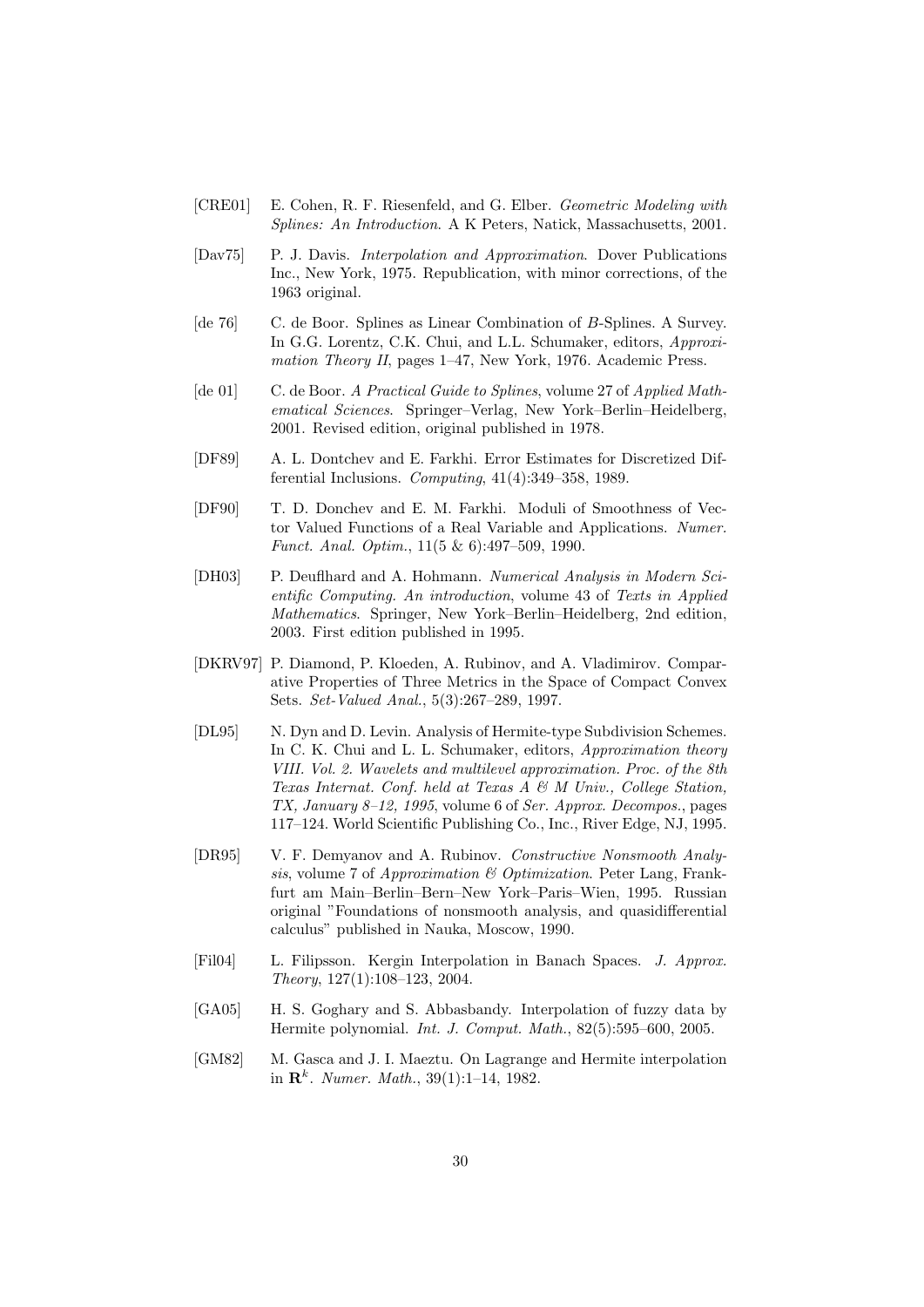[CRE01] E. Cohen, R. F. Riesenfeld, and G. Elber. *Geometric Modeling with Splines: An Introduction*. A K Peters, Natick, Massachusetts, 2001.

[Dav75] P. J. Davis. *Interpolation and Approximation*. Dover Publications Inc., New York, 1975. Republication, with minor corrections, of the 1963 original.

[de 76] C. de Boor. Splines as Linear Combination of *B*-Splines. A Survey. In G.G. Lorentz, C.K. Chui, and L.L. Schumaker, editors, *Approximation Theory II*, pages 1–47, New York, 1976. Academic Press.

[de 01] C. de Boor. *A Practical Guide to Splines*, volume 27 of *Applied Mathematical Sciences*. Springer–Verlag, New York–Berlin–Heidelberg, 2001. Revised edition, original published in 1978.

[DF89] A. L. Dontchev and E. Farkhi. Error Estimates for Discretized Differential Inclusions. *Computing*, 41(4):349–358, 1989.

[DF90] T. D. Donchev and E. M. Farkhi. Moduli of Smoothness of Vector Valued Functions of a Real Variable and Applications. *Numer. Funct. Anal. Optim.*, 11(5 & 6):497–509, 1990.

[DH03] P. Deuflhard and A. Hohmann. *Numerical Analysis in Modern Scientific Computing. An introduction*, volume 43 of *Texts in Applied Mathematics*. Springer, New York–Berlin–Heidelberg, 2nd edition, 2003. First edition published in 1995.

[DKRV97] P. Diamond, P. Kloeden, A. Rubinov, and A. Vladimirov. Comparative Properties of Three Metrics in the Space of Compact Convex Sets. *Set-Valued Anal.*, 5(3):267–289, 1997.

[DL95] N. Dyn and D. Levin. Analysis of Hermite-type Subdivision Schemes. In C. K. Chui and L. L. Schumaker, editors, *Approximation theory VIII. Vol. 2. Wavelets and multilevel approximation. Proc. of the 8th Texas Internat. Conf. held at Texas A & M Univ., College Station, TX, January 8–12, 1995*, volume 6 of *Ser. Approx. Decompos.*, pages 117–124. World Scientific Publishing Co., Inc., River Edge, NJ, 1995.

[DR95] V. F. Demyanov and A. Rubinov. *Constructive Nonsmooth Analysis*, volume 7 of *Approximation & Optimization*. Peter Lang, Frankfurt am Main–Berlin–Bern–New York–Paris–Wien, 1995. Russian original "Foundations of nonsmooth analysis, and quasidifferential calculus" published in Nauka, Moscow, 1990.

[Fil04] L. Filipsson. Kergin Interpolation in Banach Spaces. *J. Approx. Theory*, 127(1):108–123, 2004.

[GA05] H. S. Goghary and S. Abbasbandy. Interpolation of fuzzy data by Hermite polynomial. *Int. J. Comput. Math.*, 82(5):595–600, 2005.

[GM82] M. Gasca and J. I. Maeztu. On Lagrange and Hermite interpolation in $\mathbf{R}^k$. *Numer. Math.*, 39(1):1–14, 1982.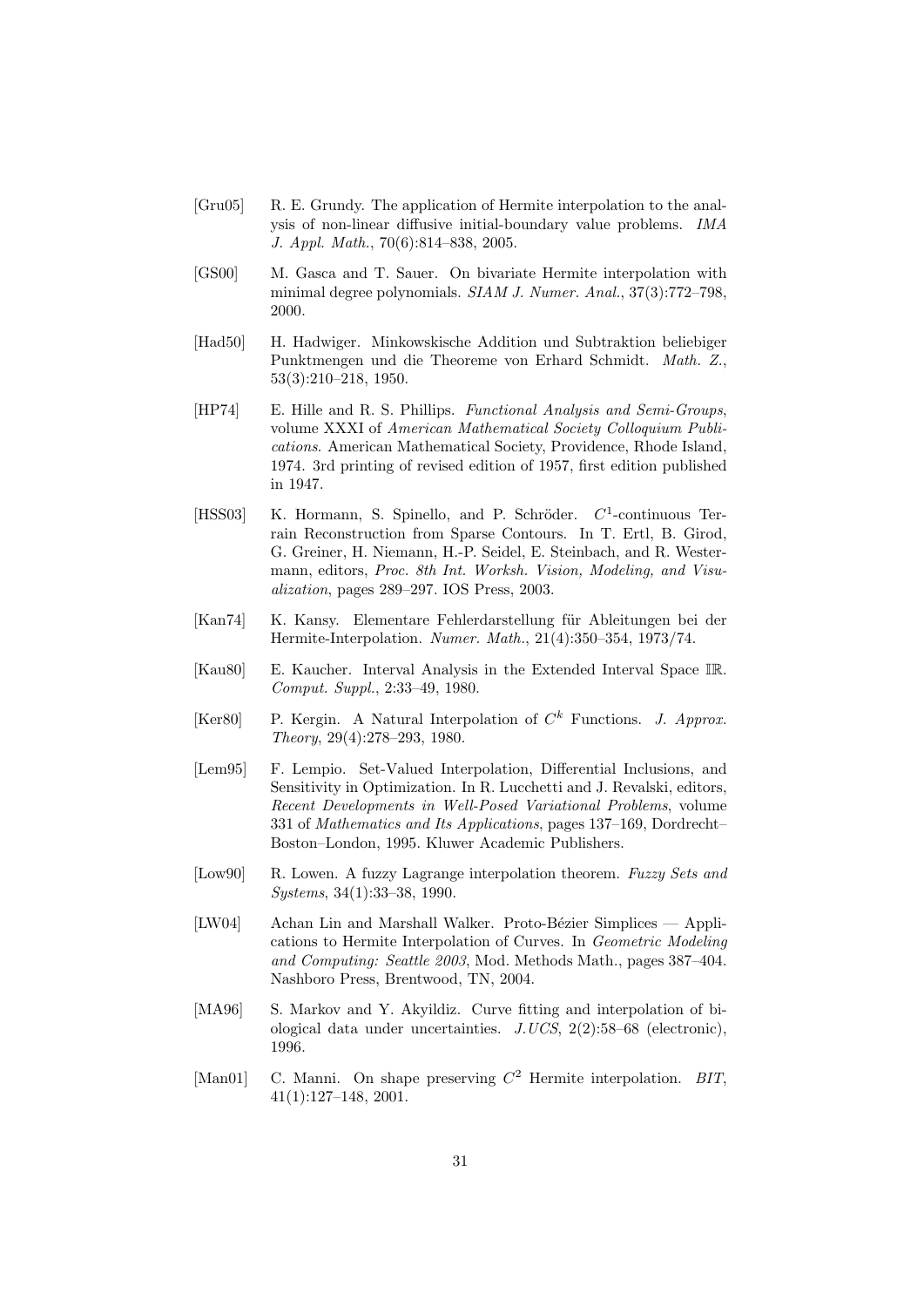[Gru05] R. E. Grundy. The application of Hermite interpolation to the analysis of non-linear diffusive initial-boundary value problems. *IMA J. Appl. Math.*, 70(6):814–838, 2005.

[GS00] M. Gasca and T. Sauer. On bivariate Hermite interpolation with minimal degree polynomials. *SIAM J. Numer. Anal.*, 37(3):772–798, 2000.

[Had50] H. Hadwiger. Minkowskische Addition und Subtraktion beliebiger Punktmengen und die Theoreme von Erhard Schmidt. *Math. Z.*, 53(3):210–218, 1950.

[HP74] E. Hille and R. S. Phillips. *Functional Analysis and Semi-Groups*, volume XXXI of *American Mathematical Society Colloquium Publications*. American Mathematical Society, Providence, Rhode Island, 1974. 3rd printing of revised edition of 1957, first edition published in 1947.

[HSS03] K. Hormann, S. Spinello, and P. Schröder. $C^1$-continuous Terrain Reconstruction from Sparse Contours. In T. Ertl, B. Girod, G. Greiner, H. Niemann, H.-P. Seidel, E. Steinbach, and R. Westermann, editors, *Proc. 8th Int. Worksh. Vision, Modeling, and Visualization*, pages 289–297. IOS Press, 2003.

[Kan74] K. Kansy. Elementare Fehlerdarstellung für Ableitungen bei der Hermite-Interpolation. *Numer. Math.*, 21(4):350–354, 1973/74.

[Kau80] E. Kaucher. Interval Analysis in the Extended Interval Space $\mathbb{IR}$. *Comput. Suppl.*, 2:33–49, 1980.

[Ker80] P. Kergin. A Natural Interpolation of $C^k$ Functions. *J. Approx. Theory*, 29(4):278–293, 1980.

[Lem95] F. Lempio. Set-Valued Interpolation, Differential Inclusions, and Sensitivity in Optimization. In R. Lucchetti and J. Revalski, editors, *Recent Developments in Well-Posed Variational Problems*, volume 331 of *Mathematics and Its Applications*, pages 137–169, Dordrecht–Boston–London, 1995. Kluwer Academic Publishers.

[Low90] R. Lowen. A fuzzy Lagrange interpolation theorem. *Fuzzy Sets and Systems*, 34(1):33–38, 1990.

[LW04] Achan Lin and Marshall Walker. Proto-Bézier Simplices — Applications to Hermite Interpolation of Curves. In *Geometric Modeling and Computing: Seattle 2003*, Mod. Methods Math., pages 387–404. Nashboro Press, Brentwood, TN, 2004.

[MA96] S. Markov and Y. Akyildiz. Curve fitting and interpolation of biological data under uncertainties. *J.UCS*, 2(2):58–68 (electronic), 1996.

[Man01] C. Manni. On shape preserving $C^2$ Hermite interpolation. *BIT*, 41(1):127–148, 2001.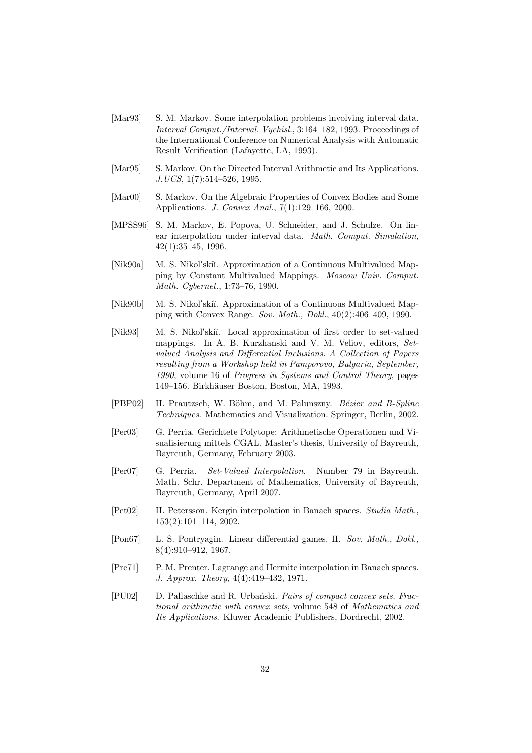[Mar93] S. M. Markov. Some interpolation problems involving interval data. *Interval Comput./Interval. Vychisl.*, 3:164–182, 1993. Proceedings of the International Conference on Numerical Analysis with Automatic Result Verification (Lafayette, LA, 1993).

[Mar95] S. Markov. On the Directed Interval Arithmetic and Its Applications. *J.UCS*, 1(7):514–526, 1995.

[Mar00] S. Markov. On the Algebraic Properties of Convex Bodies and Some Applications. *J. Convex Anal.*, 7(1):129–166, 2000.

[MPSS96] S. M. Markov, E. Popova, U. Schneider, and J. Schulze. On linear interpolation under interval data. *Math. Comput. Simulation*, 42(1):35–45, 1996.

[Nik90a] M. S. Nikol′skiĭ. Approximation of a Continuous Multivalued Mapping by Constant Multivalued Mappings. *Moscow Univ. Comput. Math. Cybernet.*, 1:73–76, 1990.

[Nik90b] M. S. Nikol′skiĭ. Approximation of a Continuous Multivalued Mapping with Convex Range. *Sov. Math., Dokl.*, 40(2):406–409, 1990.

[Nik93] M. S. Nikol′skiĭ. Local approximation of first order to set-valued mappings. In A. B. Kurzhanski and V. M. Veliov, editors, *Set-valued Analysis and Differential Inclusions. A Collection of Papers resulting from a Workshop held in Pamporovo, Bulgaria, September, 1990*, volume 16 of *Progress in Systems and Control Theory*, pages 149–156. Birkhäuser Boston, Boston, MA, 1993.

[PBP02] H. Prautzsch, W. Böhm, and M. Paluszny. *Bézier and B-Spline Techniques*. Mathematics and Visualization. Springer, Berlin, 2002.

[Per03] G. Perria. Gerichtete Polytope: Arithmetische Operationen und Visualisierung mittels CGAL. Master's thesis, University of Bayreuth, Bayreuth, Germany, February 2003.

[Per07] G. Perria. *Set-Valued Interpolation*. Number 79 in Bayreuth. Math. Schr. Department of Mathematics, University of Bayreuth, Bayreuth, Germany, April 2007.

[Pet02] H. Petersson. Kergin interpolation in Banach spaces. *Studia Math.*, 153(2):101–114, 2002.

[Pon67] L. S. Pontryagin. Linear differential games. II. *Sov. Math., Dokl.*, 8(4):910–912, 1967.

[Pre71] P. M. Prenter. Lagrange and Hermite interpolation in Banach spaces. *J. Approx. Theory*, 4(4):419–432, 1971.

[PU02] D. Pallaschke and R. Urbański. *Pairs of compact convex sets. Fractional arithmetic with convex sets*, volume 548 of *Mathematics and Its Applications*. Kluwer Academic Publishers, Dordrecht, 2002.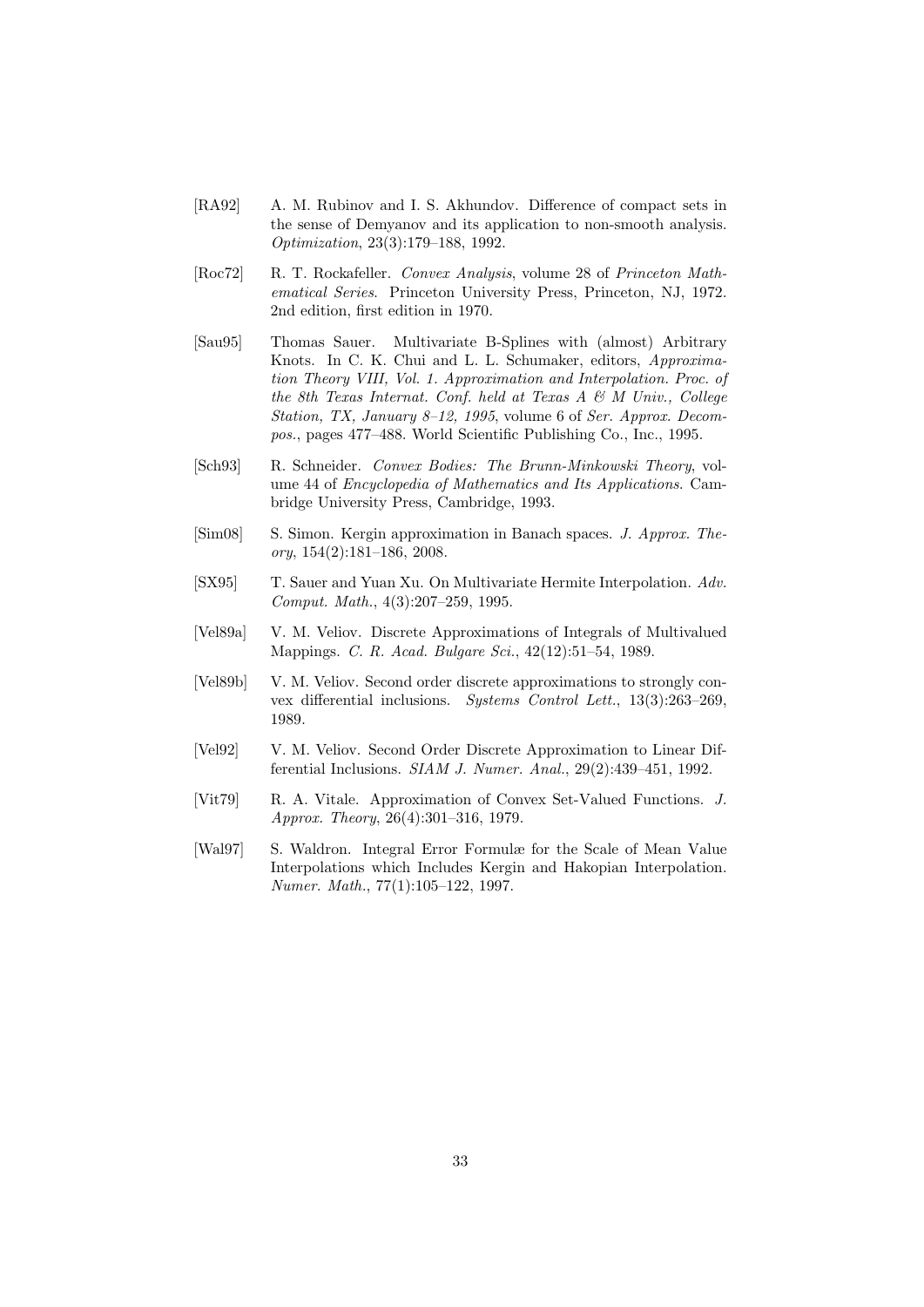[RA92] A. M. Rubinov and I. S. Akhundov. Difference of compact sets in the sense of Demyanov and its application to non-smooth analysis. *Optimization*, 23(3):179–188, 1992.

[Roc72] R. T. Rockafeller. *Convex Analysis*, volume 28 of *Princeton Mathematical Series*. Princeton University Press, Princeton, NJ, 1972. 2nd edition, first edition in 1970.

[Sau95] Thomas Sauer. Multivariate B-Splines with (almost) Arbitrary Knots. In C. K. Chui and L. L. Schumaker, editors, *Approximation Theory VIII, Vol. 1. Approximation and Interpolation. Proc. of the 8th Texas Internat. Conf. held at Texas A & M Univ., College Station, TX, January 8–12, 1995*, volume 6 of *Ser. Approx. Decompos.*, pages 477–488. World Scientific Publishing Co., Inc., 1995.

[Sch93] R. Schneider. *Convex Bodies: The Brunn-Minkowski Theory*, volume 44 of *Encyclopedia of Mathematics and Its Applications*. Cambridge University Press, Cambridge, 1993.

[Sim08] S. Simon. Kergin approximation in Banach spaces. *J. Approx. Theory*, 154(2):181–186, 2008.

[SX95] T. Sauer and Yuan Xu. On Multivariate Hermite Interpolation. *Adv. Comput. Math.*, 4(3):207–259, 1995.

[Vel89a] V. M. Veliov. Discrete Approximations of Integrals of Multivalued Mappings. *C. R. Acad. Bulgare Sci.*, 42(12):51–54, 1989.

[Vel89b] V. M. Veliov. Second order discrete approximations to strongly convex differential inclusions. *Systems Control Lett.*, 13(3):263–269, 1989.

[Vel92] V. M. Veliov. Second Order Discrete Approximation to Linear Differential Inclusions. *SIAM J. Numer. Anal.*, 29(2):439–451, 1992.

[Vit79] R. A. Vitale. Approximation of Convex Set-Valued Functions. *J. Approx. Theory*, 26(4):301–316, 1979.

[Wal97] S. Waldron. Integral Error Formulæ for the Scale of Mean Value Interpolations which Includes Kergin and Hakopian Interpolation. *Numer. Math.*, 77(1):105–122, 1997.